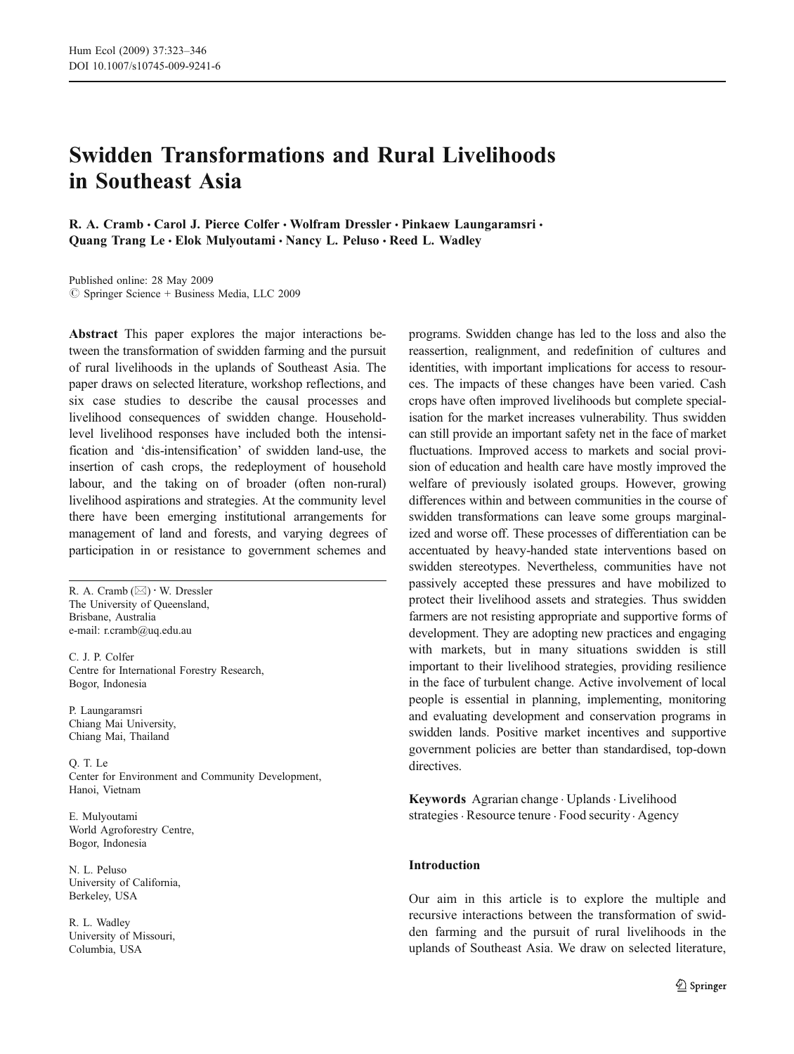# Swidden Transformations and Rural Livelihoods in Southeast Asia

**R. A. Cramb · Carol J. Pierce Colfer · Wolfram Dressler · Pinkaew Laungaramsri · Quang Trang Le · Elok Mulyoutami · Nancy L. Peluso · Reed L. Wadley**

Published online: 28 May 2009
© Springer Science + Business Media, LLC 2009

**Abstract** This paper explores the major interactions between the transformation of swidden farming and the pursuit of rural livelihoods in the uplands of Southeast Asia. The paper draws on selected literature, workshop reflections, and six case studies to describe the causal processes and livelihood consequences of swidden change. Household-level livelihood responses have included both the intensification and 'dis-intensification' of swidden land-use, the insertion of cash crops, the redeployment of household labour, and the taking on of broader (often non-rural) livelihood aspirations and strategies. At the community level there have been emerging institutional arrangements for management of land and forests, and varying degrees of participation in or resistance to government schemes and programs. Swidden change has led to the loss and also the reassertion, realignment, and redefinition of cultures and identities, with important implications for access to resources. The impacts of these changes have been varied. Cash crops have often improved livelihoods but complete specialisation for the market increases vulnerability. Thus swidden can still provide an important safety net in the face of market fluctuations. Improved access to markets and social provision of education and health care have mostly improved the welfare of previously isolated groups. However, growing differences within and between communities in the course of swidden transformations can leave some groups marginalized and worse off. These processes of differentiation can be accentuated by heavy-handed state interventions based on swidden stereotypes. Nevertheless, communities have not passively accepted these pressures and have mobilized to protect their livelihood assets and strategies. Thus swidden farmers are not resisting appropriate and supportive forms of development. They are adopting new practices and engaging with markets, but in many situations swidden is still important to their livelihood strategies, providing resilience in the face of turbulent change. Active involvement of local people is essential in planning, implementing, monitoring and evaluating development and conservation programs in swidden lands. Positive market incentives and supportive government policies are better than standardised, top-down directives.

**Keywords** Agrarian change · Uplands · Livelihood strategies · Resource tenure · Food security · Agency

R. A. Cramb (✉) · W. Dressler
The University of Queensland,
Brisbane, Australia
e-mail: r.cramb@uq.edu.au

C. J. P. Colfer
Centre for International Forestry Research,
Bogor, Indonesia

P. Laungaramsri
Chiang Mai University,
Chiang Mai, Thailand

Q. T. Le
Center for Environment and Community Development,
Hanoi, Vietnam

E. Mulyoutami
World Agroforestry Centre,
Bogor, Indonesia

N. L. Peluso
University of California,
Berkeley, USA

R. L. Wadley
University of Missouri,
Columbia, USA

## Introduction

Our aim in this article is to explore the multiple and recursive interactions between the transformation of swidden farming and the pursuit of rural livelihoods in the uplands of Southeast Asia. We draw on selected literature,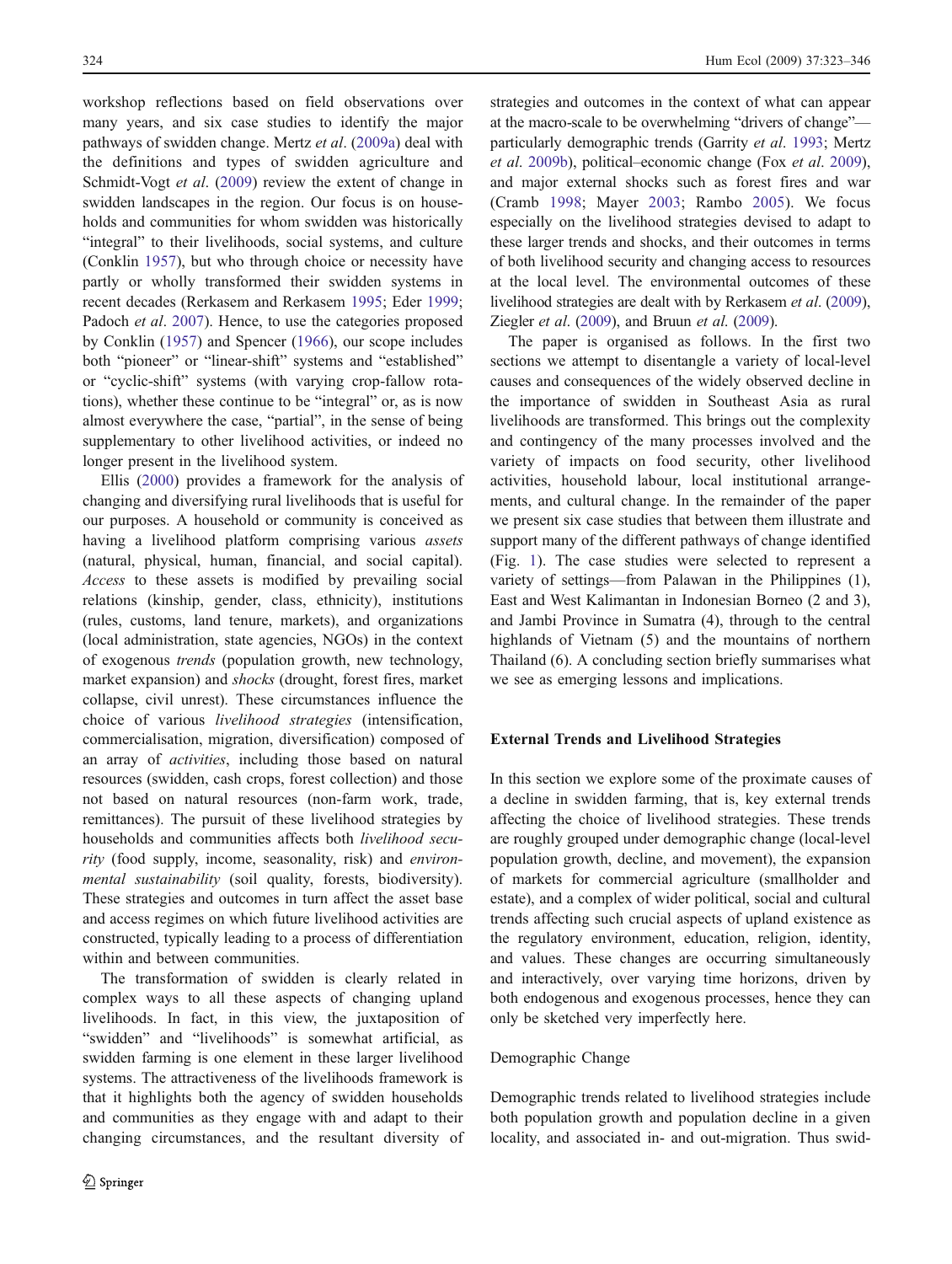workshop reflections based on field observations over many years, and six case studies to identify the major pathways of swidden change. Mertz *et al*. (2009a) deal with the definitions and types of swidden agriculture and Schmidt-Vogt *et al*. (2009) review the extent of change in swidden landscapes in the region. Our focus is on households and communities for whom swidden was historically "integral" to their livelihoods, social systems, and culture (Conklin 1957), but who through choice or necessity have partly or wholly transformed their swidden systems in recent decades (Rerkasem and Rerkasem 1995; Eder 1999; Padoch *et al*. 2007). Hence, to use the categories proposed by Conklin (1957) and Spencer (1966), our scope includes both "pioneer" or "linear-shift" systems and "established" or "cyclic-shift" systems (with varying crop-fallow rotations), whether these continue to be "integral" or, as is now almost everywhere the case, "partial", in the sense of being supplementary to other livelihood activities, or indeed no longer present in the livelihood system.

Ellis (2000) provides a framework for the analysis of changing and diversifying rural livelihoods that is useful for our purposes. A household or community is conceived as having a livelihood platform comprising various *assets* (natural, physical, human, financial, and social capital). *Access* to these assets is modified by prevailing social relations (kinship, gender, class, ethnicity), institutions (rules, customs, land tenure, markets), and organizations (local administration, state agencies, NGOs) in the context of exogenous *trends* (population growth, new technology, market expansion) and *shocks* (drought, forest fires, market collapse, civil unrest). These circumstances influence the choice of various *livelihood strategies* (intensification, commercialisation, migration, diversification) composed of an array of *activities*, including those based on natural resources (swidden, cash crops, forest collection) and those not based on natural resources (non-farm work, trade, remittances). The pursuit of these livelihood strategies by households and communities affects both *livelihood security* (food supply, income, seasonality, risk) and *environmental sustainability* (soil quality, forests, biodiversity). These strategies and outcomes in turn affect the asset base and access regimes on which future livelihood activities are constructed, typically leading to a process of differentiation within and between communities.

The transformation of swidden is clearly related in complex ways to all these aspects of changing upland livelihoods. In fact, in this view, the juxtaposition of "swidden" and "livelihoods" is somewhat artificial, as swidden farming is one element in these larger livelihood systems. The attractiveness of the livelihoods framework is that it highlights both the agency of swidden households and communities as they engage with and adapt to their changing circumstances, and the resultant diversity of strategies and outcomes in the context of what can appear at the macro-scale to be overwhelming "drivers of change"—particularly demographic trends (Garrity *et al*. 1993; Mertz *et al*. 2009b), political–economic change (Fox *et al*. 2009), and major external shocks such as forest fires and war (Cramb 1998; Mayer 2003; Rambo 2005). We focus especially on the livelihood strategies devised to adapt to these larger trends and shocks, and their outcomes in terms of both livelihood security and changing access to resources at the local level. The environmental outcomes of these livelihood strategies are dealt with by Rerkasem *et al*. (2009), Ziegler *et al*. (2009), and Bruun *et al*. (2009).

The paper is organised as follows. In the first two sections we attempt to disentangle a variety of local-level causes and consequences of the widely observed decline in the importance of swidden in Southeast Asia as rural livelihoods are transformed. This brings out the complexity and contingency of the many processes involved and the variety of impacts on food security, other livelihood activities, household labour, local institutional arrangements, and cultural change. In the remainder of the paper we present six case studies that between them illustrate and support many of the different pathways of change identified (Fig. 1). The case studies were selected to represent a variety of settings—from Palawan in the Philippines (1), East and West Kalimantan in Indonesian Borneo (2 and 3), and Jambi Province in Sumatra (4), through to the central highlands of Vietnam (5) and the mountains of northern Thailand (6). A concluding section briefly summarises what we see as emerging lessons and implications.

## External Trends and Livelihood Strategies

In this section we explore some of the proximate causes of a decline in swidden farming, that is, key external trends affecting the choice of livelihood strategies. These trends are roughly grouped under demographic change (local-level population growth, decline, and movement), the expansion of markets for commercial agriculture (smallholder and estate), and a complex of wider political, social and cultural trends affecting such crucial aspects of upland existence as the regulatory environment, education, religion, identity, and values. These changes are occurring simultaneously and interactively, over varying time horizons, driven by both endogenous and exogenous processes, hence they can only be sketched very imperfectly here.

### Demographic Change

Demographic trends related to livelihood strategies include both population growth and population decline in a given locality, and associated in- and out-migration. Thus swid-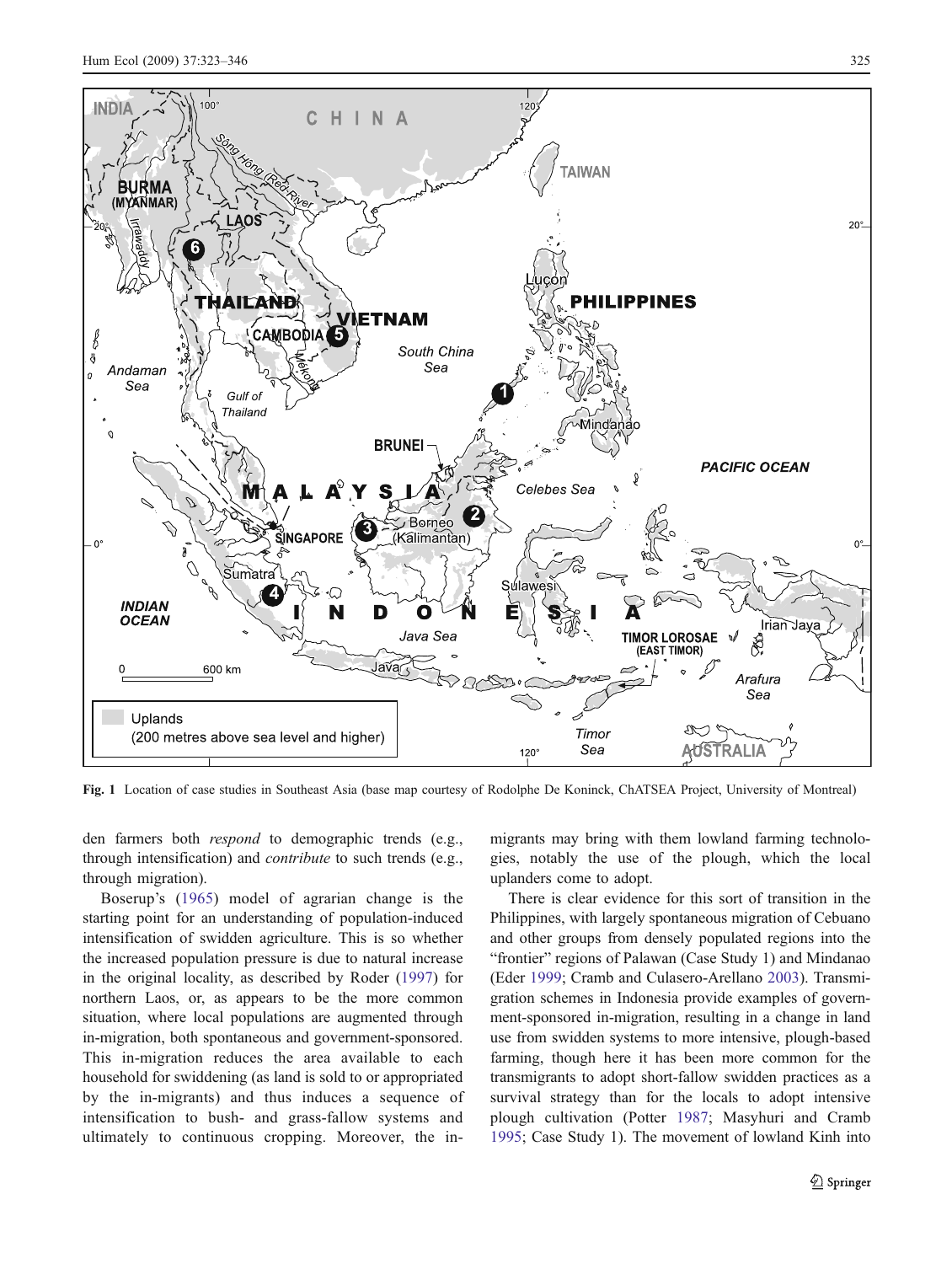Fig. 1 Location of case studies in Southeast Asia (base map courtesy of Rodolphe De Koninck, ChATSEA Project, University of Montreal)

den farmers both *respond* to demographic trends (e.g., through intensification) and *contribute* to such trends (e.g., through migration).

Boserup's (1965) model of agrarian change is the starting point for an understanding of population-induced intensification of swidden agriculture. This is so whether the increased population pressure is due to natural increase in the original locality, as described by Roder (1997) for northern Laos, or, as appears to be the more common situation, where local populations are augmented through in-migration, both spontaneous and government-sponsored. This in-migration reduces the area available to each household for swiddening (as land is sold to or appropriated by the in-migrants) and thus induces a sequence of intensification to bush- and grass-fallow systems and ultimately to continuous cropping. Moreover, the in-migrants may bring with them lowland farming technologies, notably the use of the plough, which the local uplanders come to adopt.

There is clear evidence for this sort of transition in the Philippines, with largely spontaneous migration of Cebuano and other groups from densely populated regions into the "frontier" regions of Palawan (Case Study 1) and Mindanao (Eder 1999; Cramb and Culasero-Arellano 2003). Transmigration schemes in Indonesia provide examples of government-sponsored in-migration, resulting in a change in land use from swidden systems to more intensive, plough-based farming, though here it has been more common for the transmigrants to adopt short-fallow swidden practices as a survival strategy than for the locals to adopt intensive plough cultivation (Potter 1987; Masyhuri and Cramb 1995; Case Study 1). The movement of lowland Kinh into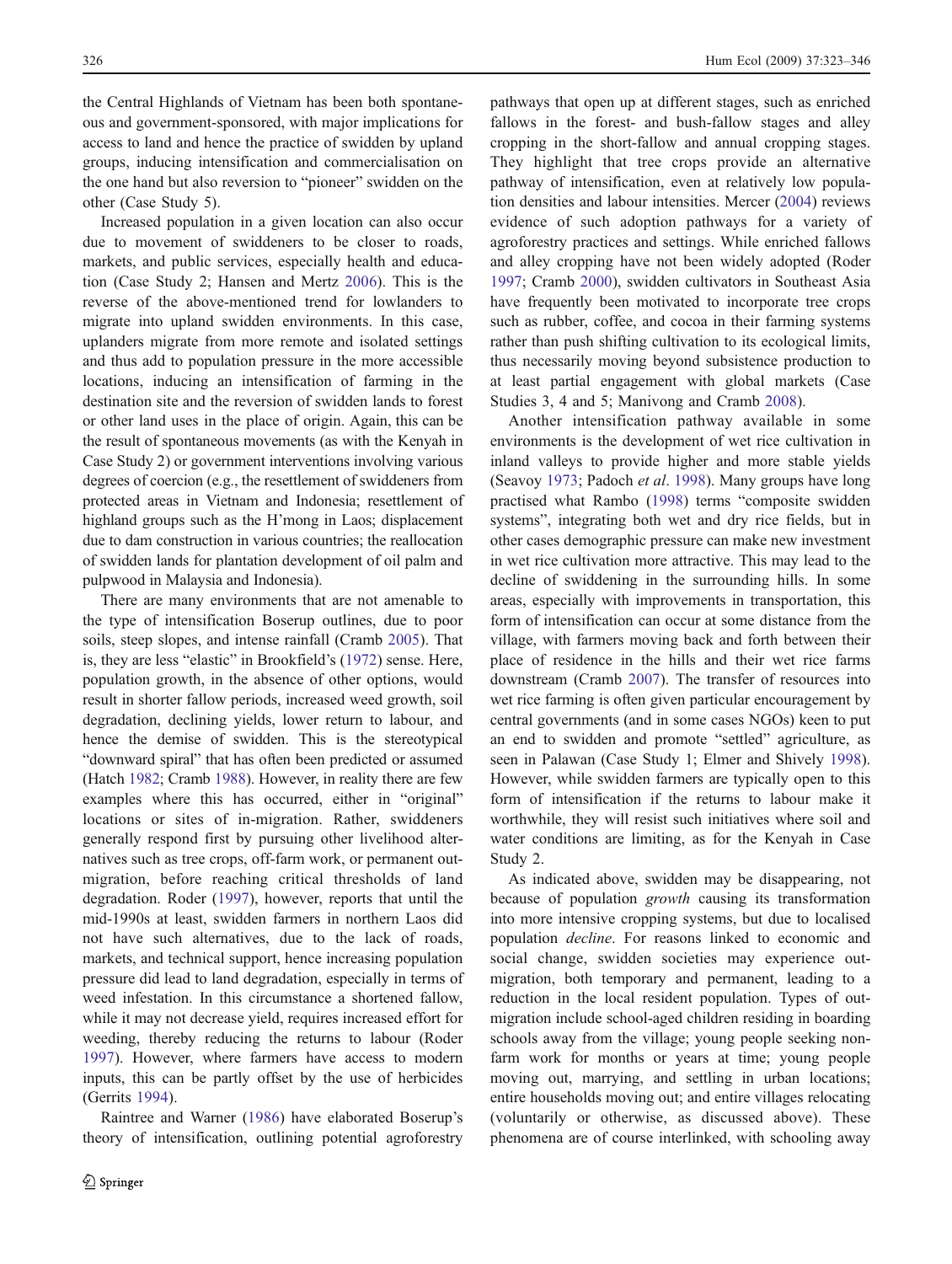the Central Highlands of Vietnam has been both spontaneous and government-sponsored, with major implications for access to land and hence the practice of swidden by upland groups, inducing intensification and commercialisation on the one hand but also reversion to "pioneer" swidden on the other (Case Study 5).

Increased population in a given location can also occur due to movement of swiddeners to be closer to roads, markets, and public services, especially health and education (Case Study 2; Hansen and Mertz 2006). This is the reverse of the above-mentioned trend for lowlanders to migrate into upland swidden environments. In this case, uplanders migrate from more remote and isolated settings and thus add to population pressure in the more accessible locations, inducing an intensification of farming in the destination site and the reversion of swidden lands to forest or other land uses in the place of origin. Again, this can be the result of spontaneous movements (as with the Kenyah in Case Study 2) or government interventions involving various degrees of coercion (e.g., the resettlement of swiddeners from protected areas in Vietnam and Indonesia; resettlement of highland groups such as the H'mong in Laos; displacement due to dam construction in various countries; the reallocation of swidden lands for plantation development of oil palm and pulpwood in Malaysia and Indonesia).

There are many environments that are not amenable to the type of intensification Boserup outlines, due to poor soils, steep slopes, and intense rainfall (Cramb 2005). That is, they are less "elastic" in Brookfield's (1972) sense. Here, population growth, in the absence of other options, would result in shorter fallow periods, increased weed growth, soil degradation, declining yields, lower return to labour, and hence the demise of swidden. This is the stereotypical "downward spiral" that has often been predicted or assumed (Hatch 1982; Cramb 1988). However, in reality there are few examples where this has occurred, either in "original" locations or sites of in-migration. Rather, swiddeners generally respond first by pursuing other livelihood alternatives such as tree crops, off-farm work, or permanent out-migration, before reaching critical thresholds of land degradation. Roder (1997), however, reports that until the mid-1990s at least, swidden farmers in northern Laos did not have such alternatives, due to the lack of roads, markets, and technical support, hence increasing population pressure did lead to land degradation, especially in terms of weed infestation. In this circumstance a shortened fallow, while it may not decrease yield, requires increased effort for weeding, thereby reducing the returns to labour (Roder 1997). However, where farmers have access to modern inputs, this can be partly offset by the use of herbicides (Gerrits 1994).

Raintree and Warner (1986) have elaborated Boserup's theory of intensification, outlining potential agroforestry pathways that open up at different stages, such as enriched fallows in the forest- and bush-fallow stages and alley cropping in the short-fallow and annual cropping stages. They highlight that tree crops provide an alternative pathway of intensification, even at relatively low population densities and labour intensities. Mercer (2004) reviews evidence of such adoption pathways for a variety of agroforestry practices and settings. While enriched fallows and alley cropping have not been widely adopted (Roder 1997; Cramb 2000), swidden cultivators in Southeast Asia have frequently been motivated to incorporate tree crops such as rubber, coffee, and cocoa in their farming systems rather than push shifting cultivation to its ecological limits, thus necessarily moving beyond subsistence production to at least partial engagement with global markets (Case Studies 3, 4 and 5; Manivong and Cramb 2008).

Another intensification pathway available in some environments is the development of wet rice cultivation in inland valleys to provide higher and more stable yields (Seavoy 1973; Padoch *et al*. 1998). Many groups have long practised what Rambo (1998) terms "composite swidden systems", integrating both wet and dry rice fields, but in other cases demographic pressure can make new investment in wet rice cultivation more attractive. This may lead to the decline of swiddening in the surrounding hills. In some areas, especially with improvements in transportation, this form of intensification can occur at some distance from the village, with farmers moving back and forth between their place of residence in the hills and their wet rice farms downstream (Cramb 2007). The transfer of resources into wet rice farming is often given particular encouragement by central governments (and in some cases NGOs) keen to put an end to swidden and promote "settled" agriculture, as seen in Palawan (Case Study 1; Elmer and Shively 1998). However, while swidden farmers are typically open to this form of intensification if the returns to labour make it worthwhile, they will resist such initiatives where soil and water conditions are limiting, as for the Kenyah in Case Study 2.

As indicated above, swidden may be disappearing, not because of population *growth* causing its transformation into more intensive cropping systems, but due to localised population *decline*. For reasons linked to economic and social change, swidden societies may experience out-migration, both temporary and permanent, leading to a reduction in the local resident population. Types of out-migration include school-aged children residing in boarding schools away from the village; young people seeking non-farm work for months or years at time; young people moving out, marrying, and settling in urban locations; entire households moving out; and entire villages relocating (voluntarily or otherwise, as discussed above). These phenomena are of course interlinked, with schooling away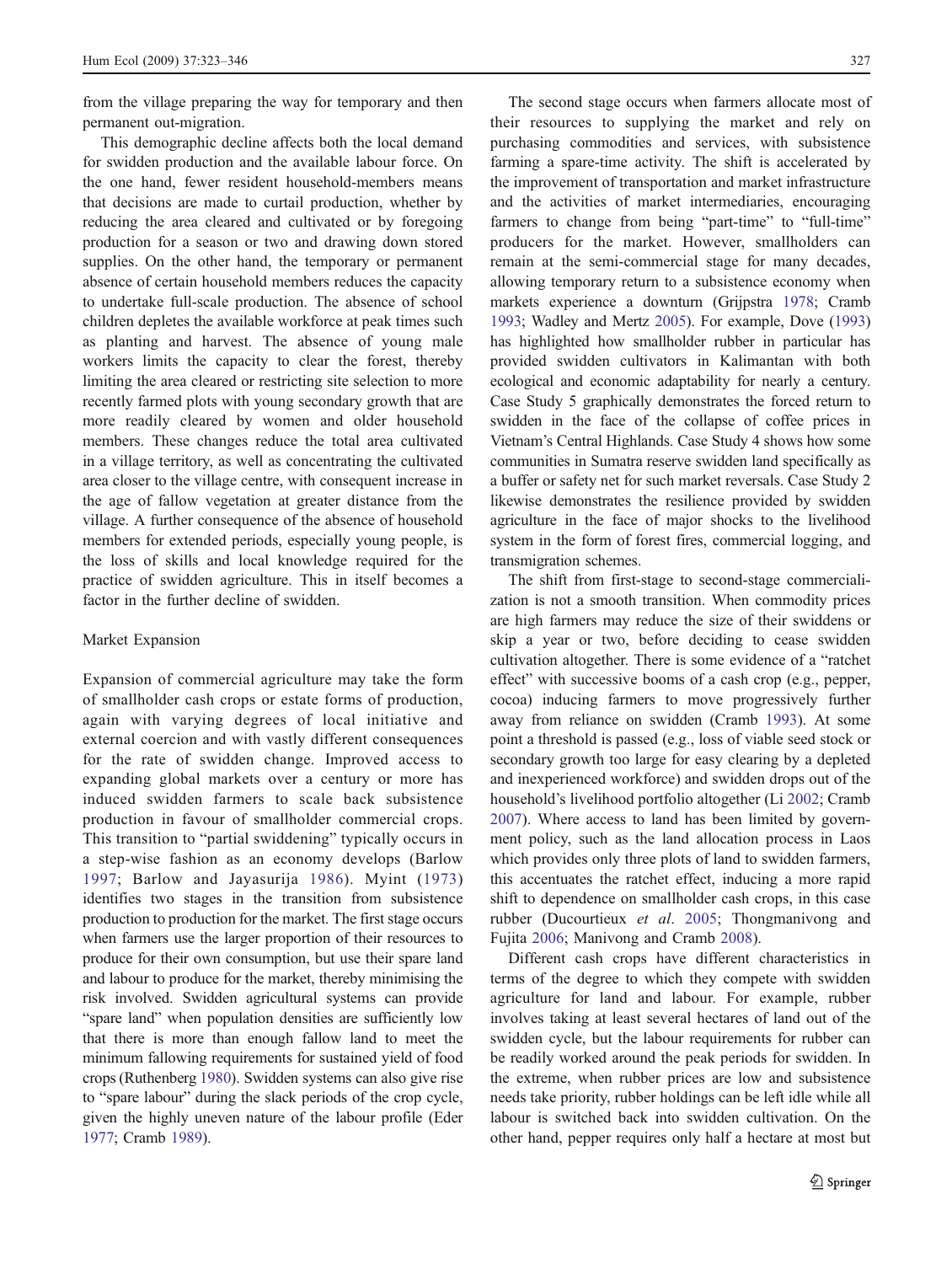from the village preparing the way for temporary and then permanent out-migration.

This demographic decline affects both the local demand for swidden production and the available labour force. On the one hand, fewer resident household-members means that decisions are made to curtail production, whether by reducing the area cleared and cultivated or by foregoing production for a season or two and drawing down stored supplies. On the other hand, the temporary or permanent absence of certain household members reduces the capacity to undertake full-scale production. The absence of school children depletes the available workforce at peak times such as planting and harvest. The absence of young male workers limits the capacity to clear the forest, thereby limiting the area cleared or restricting site selection to more recently farmed plots with young secondary growth that are more readily cleared by women and older household members. These changes reduce the total area cultivated in a village territory, as well as concentrating the cultivated area closer to the village centre, with consequent increase in the age of fallow vegetation at greater distance from the village. A further consequence of the absence of household members for extended periods, especially young people, is the loss of skills and local knowledge required for the practice of swidden agriculture. This in itself becomes a factor in the further decline of swidden.

## Market Expansion

Expansion of commercial agriculture may take the form of smallholder cash crops or estate forms of production, again with varying degrees of local initiative and external coercion and with vastly different consequences for the rate of swidden change. Improved access to expanding global markets over a century or more has induced swidden farmers to scale back subsistence production in favour of smallholder commercial crops. This transition to "partial swiddening" typically occurs in a step-wise fashion as an economy develops (Barlow 1997; Barlow and Jayasurija 1986). Myint (1973) identifies two stages in the transition from subsistence production to production for the market. The first stage occurs when farmers use the larger proportion of their resources to produce for their own consumption, but use their spare land and labour to produce for the market, thereby minimising the risk involved. Swidden agricultural systems can provide "spare land" when population densities are sufficiently low that there is more than enough fallow land to meet the minimum fallowing requirements for sustained yield of food crops (Ruthenberg 1980). Swidden systems can also give rise to "spare labour" during the slack periods of the crop cycle, given the highly uneven nature of the labour profile (Eder 1977; Cramb 1989).

The second stage occurs when farmers allocate most of their resources to supplying the market and rely on purchasing commodities and services, with subsistence farming a spare-time activity. The shift is accelerated by the improvement of transportation and market infrastructure and the activities of market intermediaries, encouraging farmers to change from being "part-time" to "full-time" producers for the market. However, smallholders can remain at the semi-commercial stage for many decades, allowing temporary return to a subsistence economy when markets experience a downturn (Grijpstra 1978; Cramb 1993; Wadley and Mertz 2005). For example, Dove (1993) has highlighted how smallholder rubber in particular has provided swidden cultivators in Kalimantan with both ecological and economic adaptability for nearly a century. Case Study 5 graphically demonstrates the forced return to swidden in the face of the collapse of coffee prices in Vietnam's Central Highlands. Case Study 4 shows how some communities in Sumatra reserve swidden land specifically as a buffer or safety net for such market reversals. Case Study 2 likewise demonstrates the resilience provided by swidden agriculture in the face of major shocks to the livelihood system in the form of forest fires, commercial logging, and transmigration schemes.

The shift from first-stage to second-stage commercialization is not a smooth transition. When commodity prices are high farmers may reduce the size of their swiddens or skip a year or two, before deciding to cease swidden cultivation altogether. There is some evidence of a "ratchet effect" with successive booms of a cash crop (e.g., pepper, cocoa) inducing farmers to move progressively further away from reliance on swidden (Cramb 1993). At some point a threshold is passed (e.g., loss of viable seed stock or secondary growth too large for easy clearing by a depleted and inexperienced workforce) and swidden drops out of the household's livelihood portfolio altogether (Li 2002; Cramb 2007). Where access to land has been limited by government policy, such as the land allocation process in Laos which provides only three plots of land to swidden farmers, this accentuates the ratchet effect, inducing a more rapid shift to dependence on smallholder cash crops, in this case rubber (Ducourtieux *et al*. 2005; Thongmanivong and Fujita 2006; Manivong and Cramb 2008).

Different cash crops have different characteristics in terms of the degree to which they compete with swidden agriculture for land and labour. For example, rubber involves taking at least several hectares of land out of the swidden cycle, but the labour requirements for rubber can be readily worked around the peak periods for swidden. In the extreme, when rubber prices are low and subsistence needs take priority, rubber holdings can be left idle while all labour is switched back into swidden cultivation. On the other hand, pepper requires only half a hectare at most but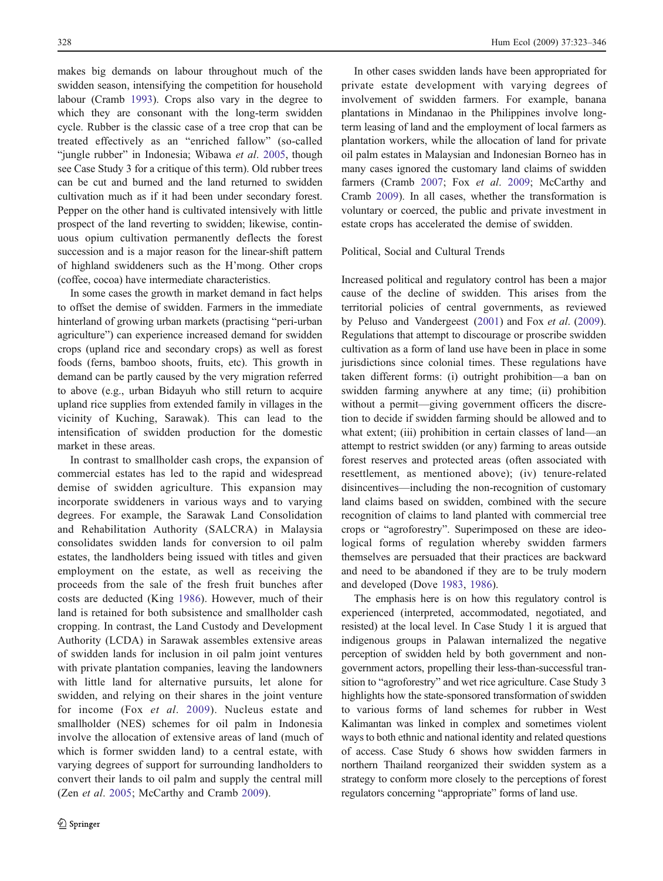makes big demands on labour throughout much of the swidden season, intensifying the competition for household labour (Cramb 1993). Crops also vary in the degree to which they are consonant with the long-term swidden cycle. Rubber is the classic case of a tree crop that can be treated effectively as an "enriched fallow" (so-called "jungle rubber" in Indonesia; Wibawa *et al*. 2005, though see Case Study 3 for a critique of this term). Old rubber trees can be cut and burned and the land returned to swidden cultivation much as if it had been under secondary forest. Pepper on the other hand is cultivated intensively with little prospect of the land reverting to swidden; likewise, continuous opium cultivation permanently deflects the forest succession and is a major reason for the linear-shift pattern of highland swiddeners such as the H'mong. Other crops (coffee, cocoa) have intermediate characteristics.

In some cases the growth in market demand in fact helps to offset the demise of swidden. Farmers in the immediate hinterland of growing urban markets (practising "peri-urban agriculture") can experience increased demand for swidden crops (upland rice and secondary crops) as well as forest foods (ferns, bamboo shoots, fruits, etc). This growth in demand can be partly caused by the very migration referred to above (e.g., urban Bidayuh who still return to acquire upland rice supplies from extended family in villages in the vicinity of Kuching, Sarawak). This can lead to the intensification of swidden production for the domestic market in these areas.

In contrast to smallholder cash crops, the expansion of commercial estates has led to the rapid and widespread demise of swidden agriculture. This expansion may incorporate swiddeners in various ways and to varying degrees. For example, the Sarawak Land Consolidation and Rehabilitation Authority (SALCRA) in Malaysia consolidates swidden lands for conversion to oil palm estates, the landholders being issued with titles and given employment on the estate, as well as receiving the proceeds from the sale of the fresh fruit bunches after costs are deducted (King 1986). However, much of their land is retained for both subsistence and smallholder cash cropping. In contrast, the Land Custody and Development Authority (LCDA) in Sarawak assembles extensive areas of swidden lands for inclusion in oil palm joint ventures with private plantation companies, leaving the landowners with little land for alternative pursuits, let alone for swidden, and relying on their shares in the joint venture for income (Fox *et al*. 2009). Nucleus estate and smallholder (NES) schemes for oil palm in Indonesia involve the allocation of extensive areas of land (much of which is former swidden land) to a central estate, with varying degrees of support for surrounding landholders to convert their lands to oil palm and supply the central mill (Zen *et al*. 2005; McCarthy and Cramb 2009).

In other cases swidden lands have been appropriated for private estate development with varying degrees of involvement of swidden farmers. For example, banana plantations in Mindanao in the Philippines involve long-term leasing of land and the employment of local farmers as plantation workers, while the allocation of land for private oil palm estates in Malaysian and Indonesian Borneo has in many cases ignored the customary land claims of swidden farmers (Cramb 2007; Fox *et al*. 2009; McCarthy and Cramb 2009). In all cases, whether the transformation is voluntary or coerced, the public and private investment in estate crops has accelerated the demise of swidden.

### Political, Social and Cultural Trends

Increased political and regulatory control has been a major cause of the decline of swidden. This arises from the territorial policies of central governments, as reviewed by Peluso and Vandergeest (2001) and Fox *et al*. (2009). Regulations that attempt to discourage or proscribe swidden cultivation as a form of land use have been in place in some jurisdictions since colonial times. These regulations have taken different forms: (i) outright prohibition—a ban on swidden farming anywhere at any time; (ii) prohibition without a permit—giving government officers the discretion to decide if swidden farming should be allowed and to what extent; (iii) prohibition in certain classes of land—an attempt to restrict swidden (or any) farming to areas outside forest reserves and protected areas (often associated with resettlement, as mentioned above); (iv) tenure-related disincentives—including the non-recognition of customary land claims based on swidden, combined with the secure recognition of claims to land planted with commercial tree crops or "agroforestry". Superimposed on these are ideological forms of regulation whereby swidden farmers themselves are persuaded that their practices are backward and need to be abandoned if they are to be truly modern and developed (Dove 1983, 1986).

The emphasis here is on how this regulatory control is experienced (interpreted, accommodated, negotiated, and resisted) at the local level. In Case Study 1 it is argued that indigenous groups in Palawan internalized the negative perception of swidden held by both government and non-government actors, propelling their less-than-successful transition to "agroforestry" and wet rice agriculture. Case Study 3 highlights how the state-sponsored transformation of swidden to various forms of land schemes for rubber in West Kalimantan was linked in complex and sometimes violent ways to both ethnic and national identity and related questions of access. Case Study 6 shows how swidden farmers in northern Thailand reorganized their swidden system as a strategy to conform more closely to the perceptions of forest regulators concerning "appropriate" forms of land use.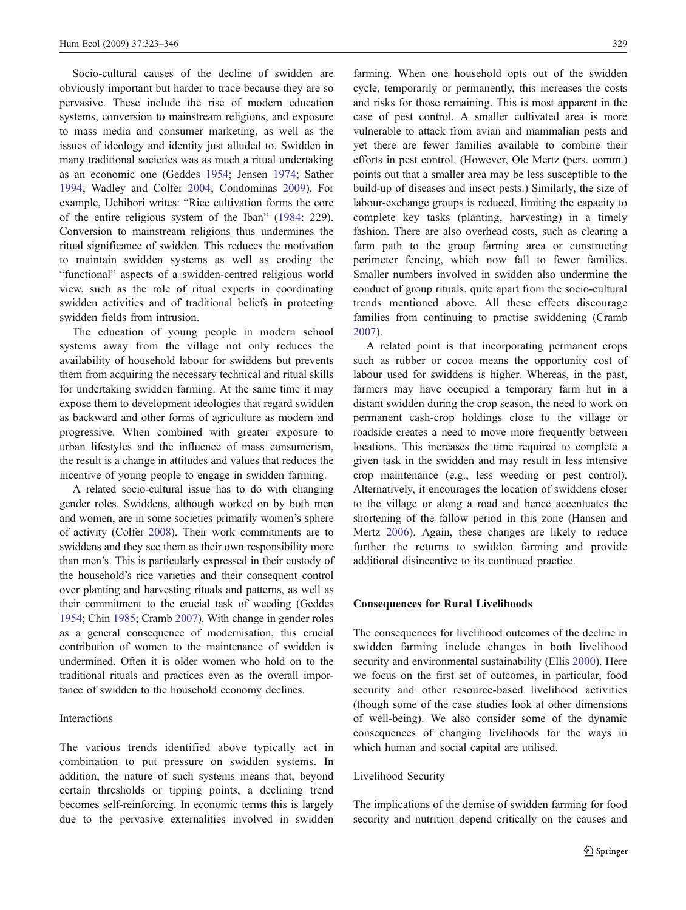Socio-cultural causes of the decline of swidden are obviously important but harder to trace because they are so pervasive. These include the rise of modern education systems, conversion to mainstream religions, and exposure to mass media and consumer marketing, as well as the issues of ideology and identity just alluded to. Swidden in many traditional societies was as much a ritual undertaking as an economic one (Geddes 1954; Jensen 1974; Sather 1994; Wadley and Colfer 2004; Condominas 2009). For example, Uchibori writes: "Rice cultivation forms the core of the entire religious system of the Iban" (1984: 229). Conversion to mainstream religions thus undermines the ritual significance of swidden. This reduces the motivation to maintain swidden systems as well as eroding the "functional" aspects of a swidden-centred religious world view, such as the role of ritual experts in coordinating swidden activities and of traditional beliefs in protecting swidden fields from intrusion.

The education of young people in modern school systems away from the village not only reduces the availability of household labour for swiddens but prevents them from acquiring the necessary technical and ritual skills for undertaking swidden farming. At the same time it may expose them to development ideologies that regard swidden as backward and other forms of agriculture as modern and progressive. When combined with greater exposure to urban lifestyles and the influence of mass consumerism, the result is a change in attitudes and values that reduces the incentive of young people to engage in swidden farming.

A related socio-cultural issue has to do with changing gender roles. Swiddens, although worked on by both men and women, are in some societies primarily women's sphere of activity (Colfer 2008). Their work commitments are to swiddens and they see them as their own responsibility more than men's. This is particularly expressed in their custody of the household's rice varieties and their consequent control over planting and harvesting rituals and patterns, as well as their commitment to the crucial task of weeding (Geddes 1954; Chin 1985; Cramb 2007). With change in gender roles as a general consequence of modernisation, this crucial contribution of women to the maintenance of swidden is undermined. Often it is older women who hold on to the traditional rituals and practices even as the overall importance of swidden to the household economy declines.

### Interactions

The various trends identified above typically act in combination to put pressure on swidden systems. In addition, the nature of such systems means that, beyond certain thresholds or tipping points, a declining trend becomes self-reinforcing. In economic terms this is largely due to the pervasive externalities involved in swidden farming. When one household opts out of the swidden cycle, temporarily or permanently, this increases the costs and risks for those remaining. This is most apparent in the case of pest control. A smaller cultivated area is more vulnerable to attack from avian and mammalian pests and yet there are fewer families available to combine their efforts in pest control. (However, Ole Mertz (pers. comm.) points out that a smaller area may be less susceptible to the build-up of diseases and insect pests.) Similarly, the size of labour-exchange groups is reduced, limiting the capacity to complete key tasks (planting, harvesting) in a timely fashion. There are also overhead costs, such as clearing a farm path to the group farming area or constructing perimeter fencing, which now fall to fewer families. Smaller numbers involved in swidden also undermine the conduct of group rituals, quite apart from the socio-cultural trends mentioned above. All these effects discourage families from continuing to practise swiddening (Cramb 2007).

A related point is that incorporating permanent crops such as rubber or cocoa means the opportunity cost of labour used for swiddens is higher. Whereas, in the past, farmers may have occupied a temporary farm hut in a distant swidden during the crop season, the need to work on permanent cash-crop holdings close to the village or roadside creates a need to move more frequently between locations. This increases the time required to complete a given task in the swidden and may result in less intensive crop maintenance (e.g., less weeding or pest control). Alternatively, it encourages the location of swiddens closer to the village or along a road and hence accentuates the shortening of the fallow period in this zone (Hansen and Mertz 2006). Again, these changes are likely to reduce further the returns to swidden farming and provide additional disincentive to its continued practice.

## Consequences for Rural Livelihoods

The consequences for livelihood outcomes of the decline in swidden farming include changes in both livelihood security and environmental sustainability (Ellis 2000). Here we focus on the first set of outcomes, in particular, food security and other resource-based livelihood activities (though some of the case studies look at other dimensions of well-being). We also consider some of the dynamic consequences of changing livelihoods for the ways in which human and social capital are utilised.

### Livelihood Security

The implications of the demise of swidden farming for food security and nutrition depend critically on the causes and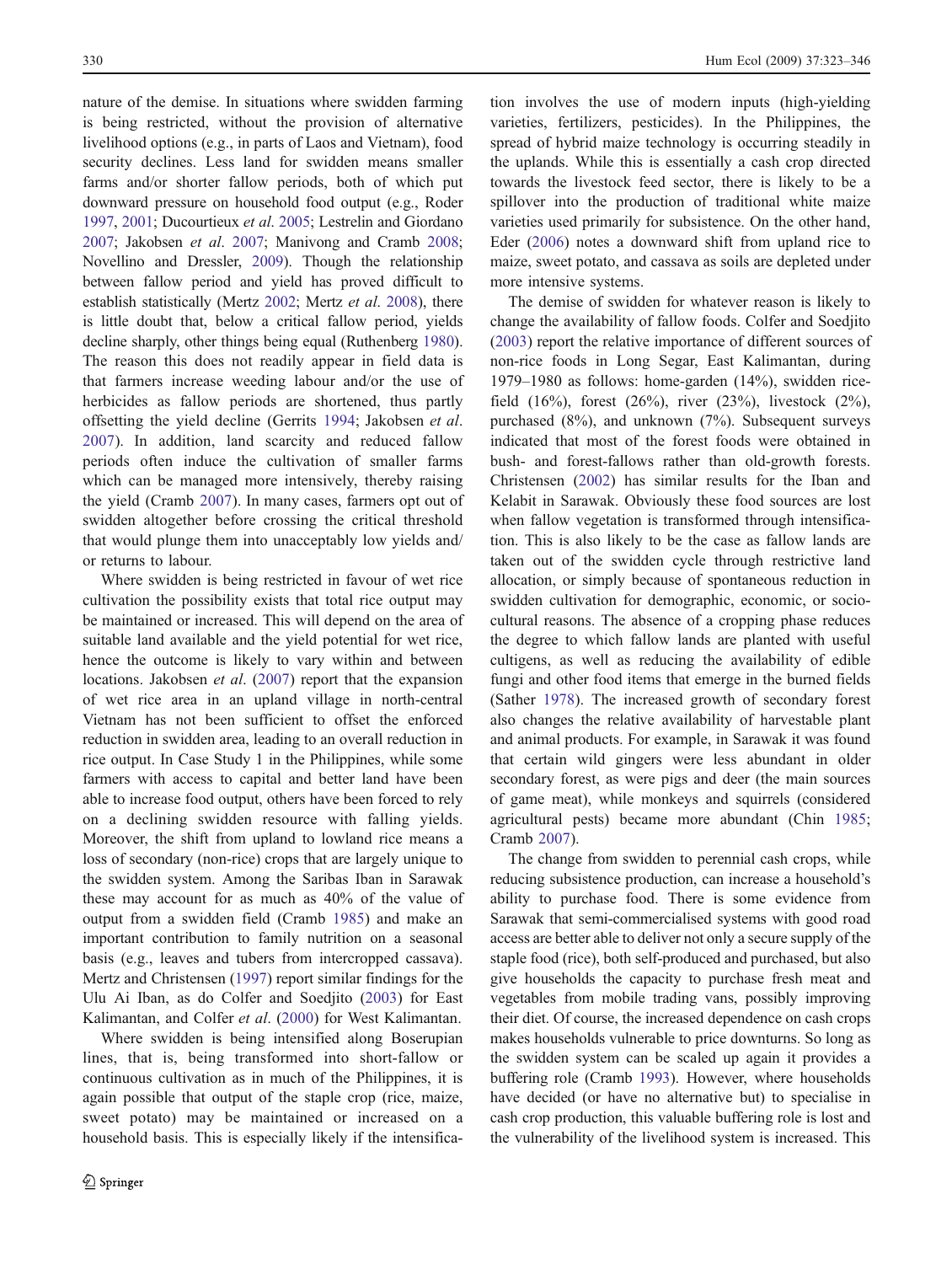nature of the demise. In situations where swidden farming is being restricted, without the provision of alternative livelihood options (e.g., in parts of Laos and Vietnam), food security declines. Less land for swidden means smaller farms and/or shorter fallow periods, both of which put downward pressure on household food output (e.g., Roder 1997, 2001; Ducourtieux *et al*. 2005; Lestrelin and Giordano 2007; Jakobsen *et al*. 2007; Manivong and Cramb 2008; Novellino and Dressler, 2009). Though the relationship between fallow period and yield has proved difficult to establish statistically (Mertz 2002; Mertz *et al*. 2008), there is little doubt that, below a critical fallow period, yields decline sharply, other things being equal (Ruthenberg 1980). The reason this does not readily appear in field data is that farmers increase weeding labour and/or the use of herbicides as fallow periods are shortened, thus partly offsetting the yield decline (Gerrits 1994; Jakobsen *et al*. 2007). In addition, land scarcity and reduced fallow periods often induce the cultivation of smaller farms which can be managed more intensively, thereby raising the yield (Cramb 2007). In many cases, farmers opt out of swidden altogether before crossing the critical threshold that would plunge them into unacceptably low yields and/or returns to labour.

Where swidden is being restricted in favour of wet rice cultivation the possibility exists that total rice output may be maintained or increased. This will depend on the area of suitable land available and the yield potential for wet rice, hence the outcome is likely to vary within and between locations. Jakobsen *et al*. (2007) report that the expansion of wet rice area in an upland village in north-central Vietnam has not been sufficient to offset the enforced reduction in swidden area, leading to an overall reduction in rice output. In Case Study 1 in the Philippines, while some farmers with access to capital and better land have been able to increase food output, others have been forced to rely on a declining swidden resource with falling yields. Moreover, the shift from upland to lowland rice means a loss of secondary (non-rice) crops that are largely unique to the swidden system. Among the Saribas Iban in Sarawak these may account for as much as 40% of the value of output from a swidden field (Cramb 1985) and make an important contribution to family nutrition on a seasonal basis (e.g., leaves and tubers from intercropped cassava). Mertz and Christensen (1997) report similar findings for the Ulu Ai Iban, as do Colfer and Soedjito (2003) for East Kalimantan, and Colfer *et al*. (2000) for West Kalimantan.

Where swidden is being intensified along Boserupian lines, that is, being transformed into short-fallow or continuous cultivation as in much of the Philippines, it is again possible that output of the staple crop (rice, maize, sweet potato) may be maintained or increased on a household basis. This is especially likely if the intensification involves the use of modern inputs (high-yielding varieties, fertilizers, pesticides). In the Philippines, the spread of hybrid maize technology is occurring steadily in the uplands. While this is essentially a cash crop directed towards the livestock feed sector, there is likely to be a spillover into the production of traditional white maize varieties used primarily for subsistence. On the other hand, Eder (2006) notes a downward shift from upland rice to maize, sweet potato, and cassava as soils are depleted under more intensive systems.

The demise of swidden for whatever reason is likely to change the availability of fallow foods. Colfer and Soedjito (2003) report the relative importance of different sources of non-rice foods in Long Segar, East Kalimantan, during 1979–1980 as follows: home-garden (14%), swidden rice-field (16%), forest (26%), river (23%), livestock (2%), purchased (8%), and unknown (7%). Subsequent surveys indicated that most of the forest foods were obtained in bush- and forest-fallows rather than old-growth forests. Christensen (2002) has similar results for the Iban and Kelabit in Sarawak. Obviously these food sources are lost when fallow vegetation is transformed through intensification. This is also likely to be the case as fallow lands are taken out of the swidden cycle through restrictive land allocation, or simply because of spontaneous reduction in swidden cultivation for demographic, economic, or socio-cultural reasons. The absence of a cropping phase reduces the degree to which fallow lands are planted with useful cultigens, as well as reducing the availability of edible fungi and other food items that emerge in the burned fields (Sather 1978). The increased growth of secondary forest also changes the relative availability of harvestable plant and animal products. For example, in Sarawak it was found that certain wild gingers were less abundant in older secondary forest, as were pigs and deer (the main sources of game meat), while monkeys and squirrels (considered agricultural pests) became more abundant (Chin 1985; Cramb 2007).

The change from swidden to perennial cash crops, while reducing subsistence production, can increase a household's ability to purchase food. There is some evidence from Sarawak that semi-commercialised systems with good road access are better able to deliver not only a secure supply of the staple food (rice), both self-produced and purchased, but also give households the capacity to purchase fresh meat and vegetables from mobile trading vans, possibly improving their diet. Of course, the increased dependence on cash crops makes households vulnerable to price downturns. So long as the swidden system can be scaled up again it provides a buffering role (Cramb 1993). However, where households have decided (or have no alternative but) to specialise in cash crop production, this valuable buffering role is lost and the vulnerability of the livelihood system is increased. This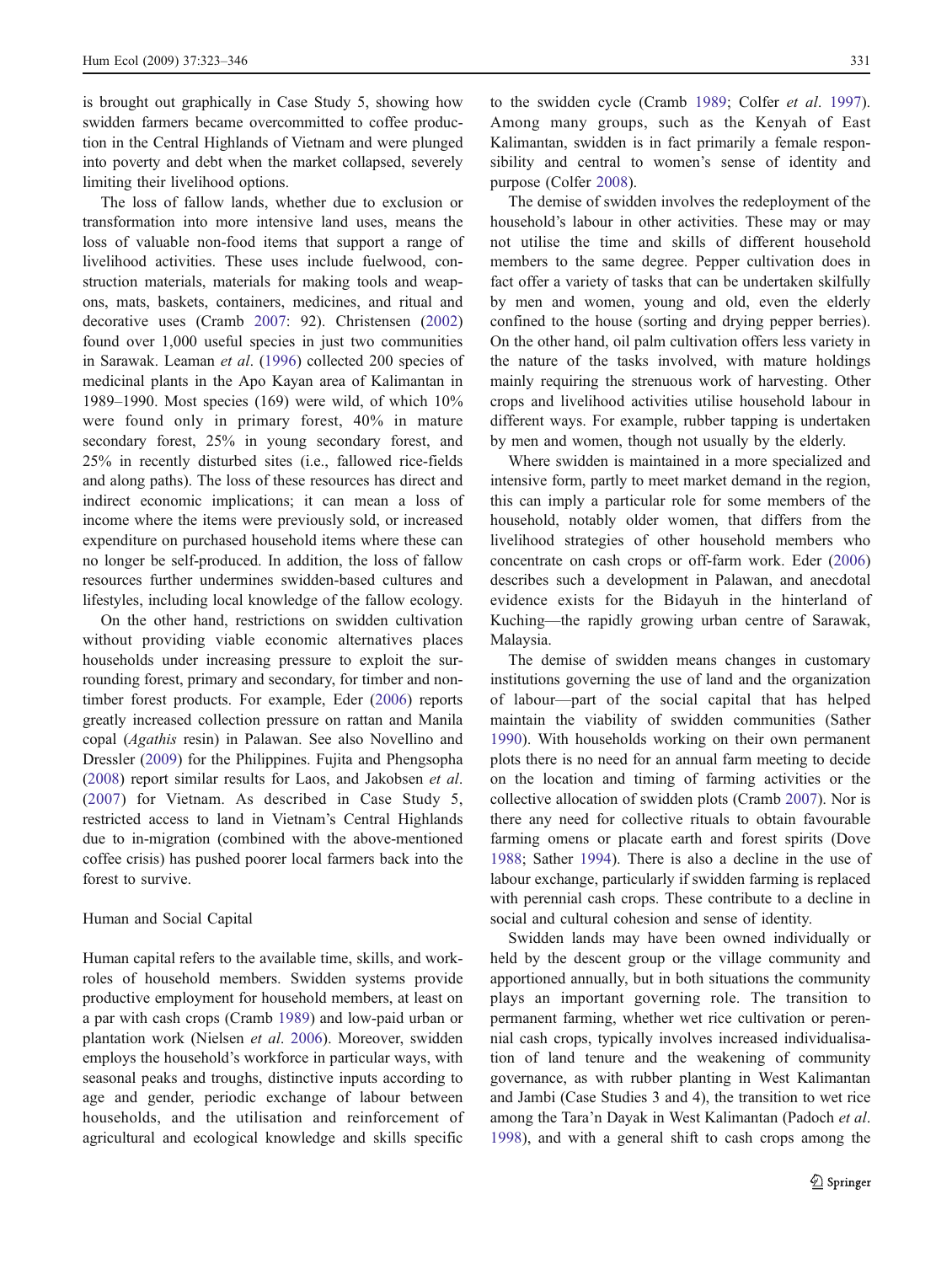is brought out graphically in Case Study 5, showing how swidden farmers became overcommitted to coffee production in the Central Highlands of Vietnam and were plunged into poverty and debt when the market collapsed, severely limiting their livelihood options.

The loss of fallow lands, whether due to exclusion or transformation into more intensive land uses, means the loss of valuable non-food items that support a range of livelihood activities. These uses include fuelwood, construction materials, materials for making tools and weapons, mats, baskets, containers, medicines, and ritual and decorative uses (Cramb 2007: 92). Christensen (2002) found over 1,000 useful species in just two communities in Sarawak. Leaman *et al*. (1996) collected 200 species of medicinal plants in the Apo Kayan area of Kalimantan in 1989–1990. Most species (169) were wild, of which 10% were found only in primary forest, 40% in mature secondary forest, 25% in young secondary forest, and 25% in recently disturbed sites (i.e., fallowed rice-fields and along paths). The loss of these resources has direct and indirect economic implications; it can mean a loss of income where the items were previously sold, or increased expenditure on purchased household items where these can no longer be self-produced. In addition, the loss of fallow resources further undermines swidden-based cultures and lifestyles, including local knowledge of the fallow ecology.

On the other hand, restrictions on swidden cultivation without providing viable economic alternatives places households under increasing pressure to exploit the surrounding forest, primary and secondary, for timber and non-timber forest products. For example, Eder (2006) reports greatly increased collection pressure on rattan and Manila copal (*Agathis* resin) in Palawan. See also Novellino and Dressler (2009) for the Philippines. Fujita and Phengsopha (2008) report similar results for Laos, and Jakobsen *et al*. (2007) for Vietnam. As described in Case Study 5, restricted access to land in Vietnam's Central Highlands due to in-migration (combined with the above-mentioned coffee crisis) has pushed poorer local farmers back into the forest to survive.

## Human and Social Capital

Human capital refers to the available time, skills, and work-roles of household members. Swidden systems provide productive employment for household members, at least on a par with cash crops (Cramb 1989) and low-paid urban or plantation work (Nielsen *et al*. 2006). Moreover, swidden employs the household's workforce in particular ways, with seasonal peaks and troughs, distinctive inputs according to age and gender, periodic exchange of labour between households, and the utilisation and reinforcement of agricultural and ecological knowledge and skills specific to the swidden cycle (Cramb 1989; Colfer *et al*. 1997). Among many groups, such as the Kenyah of East Kalimantan, swidden is in fact primarily a female responsibility and central to women's sense of identity and purpose (Colfer 2008).

The demise of swidden involves the redeployment of the household's labour in other activities. These may or may not utilise the time and skills of different household members to the same degree. Pepper cultivation does in fact offer a variety of tasks that can be undertaken skilfully by men and women, young and old, even the elderly confined to the house (sorting and drying pepper berries). On the other hand, oil palm cultivation offers less variety in the nature of the tasks involved, with mature holdings mainly requiring the strenuous work of harvesting. Other crops and livelihood activities utilise household labour in different ways. For example, rubber tapping is undertaken by men and women, though not usually by the elderly.

Where swidden is maintained in a more specialized and intensive form, partly to meet market demand in the region, this can imply a particular role for some members of the household, notably older women, that differs from the livelihood strategies of other household members who concentrate on cash crops or off-farm work. Eder (2006) describes such a development in Palawan, and anecdotal evidence exists for the Bidayuh in the hinterland of Kuching—the rapidly growing urban centre of Sarawak, Malaysia.

The demise of swidden means changes in customary institutions governing the use of land and the organization of labour—part of the social capital that has helped maintain the viability of swidden communities (Sather 1990). With households working on their own permanent plots there is no need for an annual farm meeting to decide on the location and timing of farming activities or the collective allocation of swidden plots (Cramb 2007). Nor is there any need for collective rituals to obtain favourable farming omens or placate earth and forest spirits (Dove 1988; Sather 1994). There is also a decline in the use of labour exchange, particularly if swidden farming is replaced with perennial cash crops. These contribute to a decline in social and cultural cohesion and sense of identity.

Swidden lands may have been owned individually or held by the descent group or the village community and apportioned annually, but in both situations the community plays an important governing role. The transition to permanent farming, whether wet rice cultivation or perennial cash crops, typically involves increased individualisation of land tenure and the weakening of community governance, as with rubber planting in West Kalimantan and Jambi (Case Studies 3 and 4), the transition to wet rice among the Tara'n Dayak in West Kalimantan (Padoch *et al*. 1998), and with a general shift to cash crops among the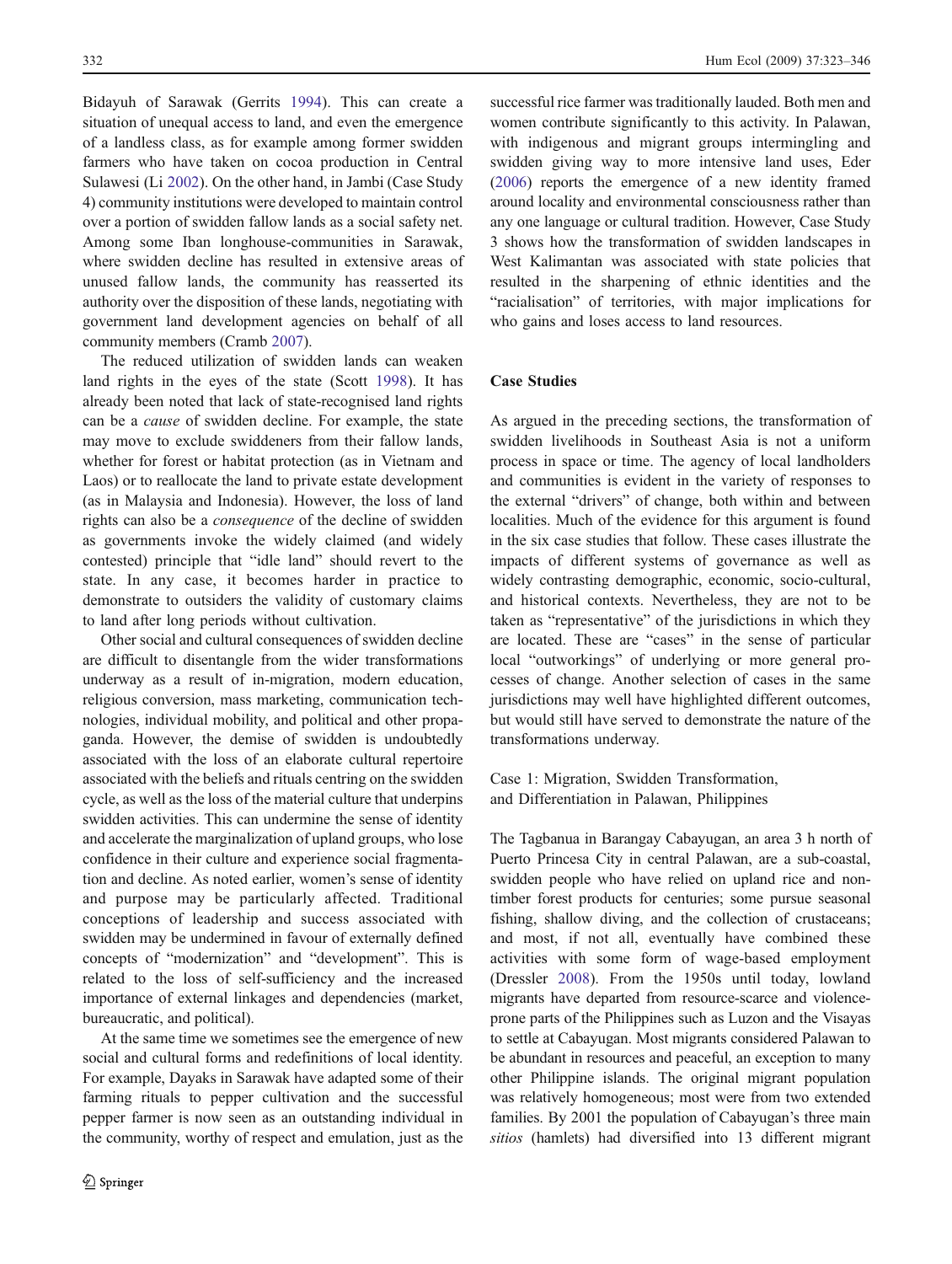Bidayuh of Sarawak (Gerrits 1994). This can create a situation of unequal access to land, and even the emergence of a landless class, as for example among former swidden farmers who have taken on cocoa production in Central Sulawesi (Li 2002). On the other hand, in Jambi (Case Study 4) community institutions were developed to maintain control over a portion of swidden fallow lands as a social safety net. Among some Iban longhouse-communities in Sarawak, where swidden decline has resulted in extensive areas of unused fallow lands, the community has reasserted its authority over the disposition of these lands, negotiating with government land development agencies on behalf of all community members (Cramb 2007).

The reduced utilization of swidden lands can weaken land rights in the eyes of the state (Scott 1998). It has already been noted that lack of state-recognised land rights can be a *cause* of swidden decline. For example, the state may move to exclude swiddeners from their fallow lands, whether for forest or habitat protection (as in Vietnam and Laos) or to reallocate the land to private estate development (as in Malaysia and Indonesia). However, the loss of land rights can also be a *consequence* of the decline of swidden as governments invoke the widely claimed (and widely contested) principle that "idle land" should revert to the state. In any case, it becomes harder in practice to demonstrate to outsiders the validity of customary claims to land after long periods without cultivation.

Other social and cultural consequences of swidden decline are difficult to disentangle from the wider transformations underway as a result of in-migration, modern education, religious conversion, mass marketing, communication technologies, individual mobility, and political and other propaganda. However, the demise of swidden is undoubtedly associated with the loss of an elaborate cultural repertoire associated with the beliefs and rituals centring on the swidden cycle, as well as the loss of the material culture that underpins swidden activities. This can undermine the sense of identity and accelerate the marginalization of upland groups, who lose confidence in their culture and experience social fragmentation and decline. As noted earlier, women's sense of identity and purpose may be particularly affected. Traditional conceptions of leadership and success associated with swidden may be undermined in favour of externally defined concepts of "modernization" and "development". This is related to the loss of self-sufficiency and the increased importance of external linkages and dependencies (market, bureaucratic, and political).

At the same time we sometimes see the emergence of new social and cultural forms and redefinitions of local identity. For example, Dayaks in Sarawak have adapted some of their farming rituals to pepper cultivation and the successful pepper farmer is now seen as an outstanding individual in the community, worthy of respect and emulation, just as the successful rice farmer was traditionally lauded. Both men and women contribute significantly to this activity. In Palawan, with indigenous and migrant groups intermingling and swidden giving way to more intensive land uses, Eder (2006) reports the emergence of a new identity framed around locality and environmental consciousness rather than any one language or cultural tradition. However, Case Study 3 shows how the transformation of swidden landscapes in West Kalimantan was associated with state policies that resulted in the sharpening of ethnic identities and the "racialisation" of territories, with major implications for who gains and loses access to land resources.

## Case Studies

As argued in the preceding sections, the transformation of swidden livelihoods in Southeast Asia is not a uniform process in space or time. The agency of local landholders and communities is evident in the variety of responses to the external "drivers" of change, both within and between localities. Much of the evidence for this argument is found in the six case studies that follow. These cases illustrate the impacts of different systems of governance as well as widely contrasting demographic, economic, socio-cultural, and historical contexts. Nevertheless, they are not to be taken as "representative" of the jurisdictions in which they are located. These are "cases" in the sense of particular local "outworkings" of underlying or more general processes of change. Another selection of cases in the same jurisdictions may well have highlighted different outcomes, but would still have served to demonstrate the nature of the transformations underway.

### Case 1: Migration, Swidden Transformation, and Differentiation in Palawan, Philippines

The Tagbanua in Barangay Cabayugan, an area 3 h north of Puerto Princesa City in central Palawan, are a sub-coastal, swidden people who have relied on upland rice and non-timber forest products for centuries; some pursue seasonal fishing, shallow diving, and the collection of crustaceans; and most, if not all, eventually have combined these activities with some form of wage-based employment (Dressler 2008). From the 1950s until today, lowland migrants have departed from resource-scarce and violence-prone parts of the Philippines such as Luzon and the Visayas to settle at Cabayugan. Most migrants considered Palawan to be abundant in resources and peaceful, an exception to many other Philippine islands. The original migrant population was relatively homogeneous; most were from two extended families. By 2001 the population of Cabayugan's three main *sitios* (hamlets) had diversified into 13 different migrant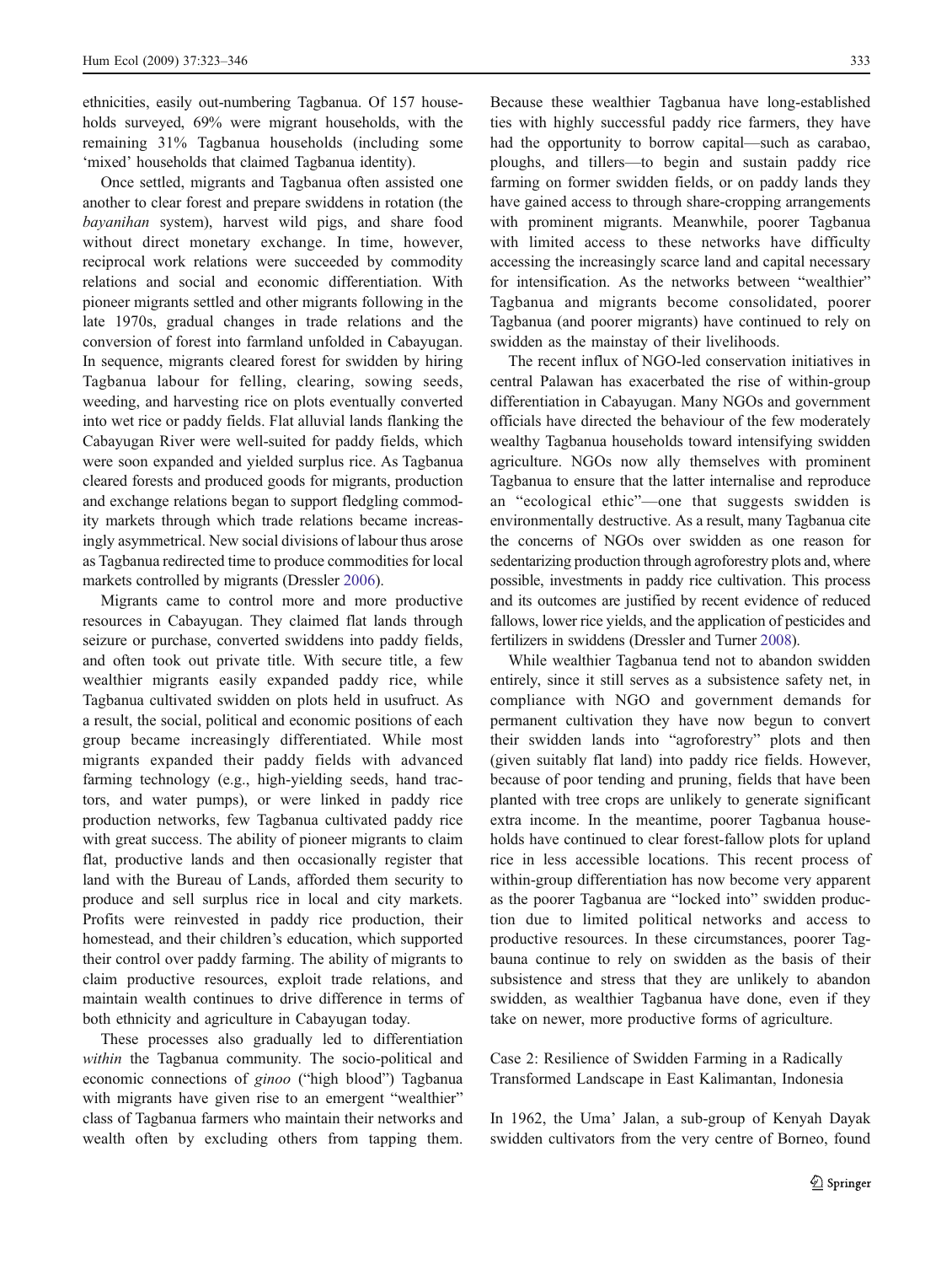ethnicities, easily out-numbering Tagbanua. Of 157 households surveyed, 69% were migrant households, with the remaining 31% Tagbanua households (including some 'mixed' households that claimed Tagbanua identity).

Once settled, migrants and Tagbanua often assisted one another to clear forest and prepare swiddens in rotation (the *bayanihan* system), harvest wild pigs, and share food without direct monetary exchange. In time, however, reciprocal work relations were succeeded by commodity relations and social and economic differentiation. With pioneer migrants settled and other migrants following in the late 1970s, gradual changes in trade relations and the conversion of forest into farmland unfolded in Cabayugan. In sequence, migrants cleared forest for swidden by hiring Tagbanua labour for felling, clearing, sowing seeds, weeding, and harvesting rice on plots eventually converted into wet rice or paddy fields. Flat alluvial lands flanking the Cabayugan River were well-suited for paddy fields, which were soon expanded and yielded surplus rice. As Tagbanua cleared forests and produced goods for migrants, production and exchange relations began to support fledgling commodity markets through which trade relations became increasingly asymmetrical. New social divisions of labour thus arose as Tagbanua redirected time to produce commodities for local markets controlled by migrants (Dressler 2006).

Migrants came to control more and more productive resources in Cabayugan. They claimed flat lands through seizure or purchase, converted swiddens into paddy fields, and often took out private title. With secure title, a few wealthier migrants easily expanded paddy rice, while Tagbanua cultivated swidden on plots held in usufruct. As a result, the social, political and economic positions of each group became increasingly differentiated. While most migrants expanded their paddy fields with advanced farming technology (e.g., high-yielding seeds, hand tractors, and water pumps), or were linked in paddy rice production networks, few Tagbanua cultivated paddy rice with great success. The ability of pioneer migrants to claim flat, productive lands and then occasionally register that land with the Bureau of Lands, afforded them security to produce and sell surplus rice in local and city markets. Profits were reinvested in paddy rice production, their homestead, and their children's education, which supported their control over paddy farming. The ability of migrants to claim productive resources, exploit trade relations, and maintain wealth continues to drive difference in terms of both ethnicity and agriculture in Cabayugan today.

These processes also gradually led to differentiation *within* the Tagbanua community. The socio-political and economic connections of *ginoo* ("high blood") Tagbanua with migrants have given rise to an emergent "wealthier" class of Tagbanua farmers who maintain their networks and wealth often by excluding others from tapping them. Because these wealthier Tagbanua have long-established ties with highly successful paddy rice farmers, they have had the opportunity to borrow capital—such as carabao, ploughs, and tillers—to begin and sustain paddy rice farming on former swidden fields, or on paddy lands they have gained access to through share-cropping arrangements with prominent migrants. Meanwhile, poorer Tagbanua with limited access to these networks have difficulty accessing the increasingly scarce land and capital necessary for intensification. As the networks between "wealthier" Tagbanua and migrants become consolidated, poorer Tagbanua (and poorer migrants) have continued to rely on swidden as the mainstay of their livelihoods.

The recent influx of NGO-led conservation initiatives in central Palawan has exacerbated the rise of within-group differentiation in Cabayugan. Many NGOs and government officials have directed the behaviour of the few moderately wealthy Tagbanua households toward intensifying swidden agriculture. NGOs now ally themselves with prominent Tagbanua to ensure that the latter internalise and reproduce an "ecological ethic"—one that suggests swidden is environmentally destructive. As a result, many Tagbanua cite the concerns of NGOs over swidden as one reason for sedentarizing production through agroforestry plots and, where possible, investments in paddy rice cultivation. This process and its outcomes are justified by recent evidence of reduced fallows, lower rice yields, and the application of pesticides and fertilizers in swiddens (Dressler and Turner 2008).

While wealthier Tagbanua tend not to abandon swidden entirely, since it still serves as a subsistence safety net, in compliance with NGO and government demands for permanent cultivation they have now begun to convert their swidden lands into "agroforestry" plots and then (given suitably flat land) into paddy rice fields. However, because of poor tending and pruning, fields that have been planted with tree crops are unlikely to generate significant extra income. In the meantime, poorer Tagbanua households have continued to clear forest-fallow plots for upland rice in less accessible locations. This recent process of within-group differentiation has now become very apparent as the poorer Tagbanua are "locked into" swidden production due to limited political networks and access to productive resources. In these circumstances, poorer Tagbauna continue to rely on swidden as the basis of their subsistence and stress that they are unlikely to abandon swidden, as wealthier Tagbanua have done, even if they take on newer, more productive forms of agriculture.

## Case 2: Resilience of Swidden Farming in a Radically Transformed Landscape in East Kalimantan, Indonesia

In 1962, the Uma' Jalan, a sub-group of Kenyah Dayak swidden cultivators from the very centre of Borneo, found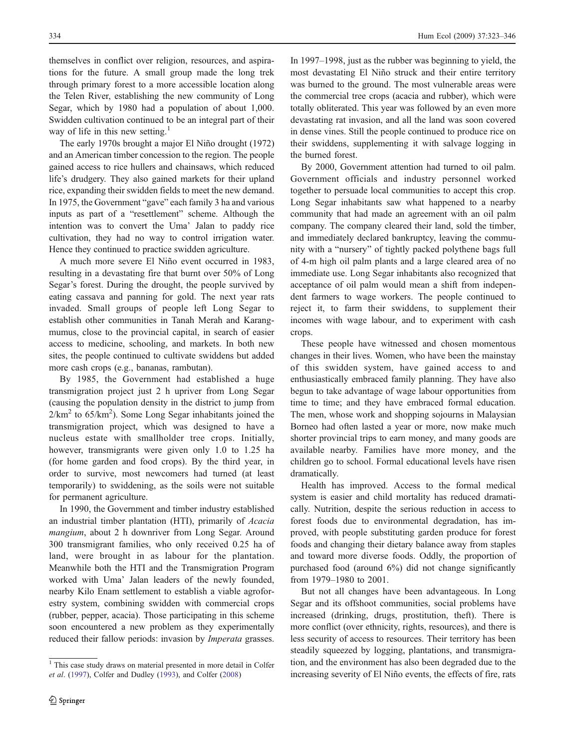themselves in conflict over religion, resources, and aspirations for the future. A small group made the long trek through primary forest to a more accessible location along the Telen River, establishing the new community of Long Segar, which by 1980 had a population of about 1,000. Swidden cultivation continued to be an integral part of their way of life in this new setting.[1]

The early 1970s brought a major El Niño drought (1972) and an American timber concession to the region. The people gained access to rice hullers and chainsaws, which reduced life's drudgery. They also gained markets for their upland rice, expanding their swidden fields to meet the new demand. In 1975, the Government "gave" each family 3 ha and various inputs as part of a "resettlement" scheme. Although the intention was to convert the Uma' Jalan to paddy rice cultivation, they had no way to control irrigation water. Hence they continued to practice swidden agriculture.

A much more severe El Niño event occurred in 1983, resulting in a devastating fire that burnt over 50% of Long Segar's forest. During the drought, the people survived by eating cassava and panning for gold. The next year rats invaded. Small groups of people left Long Segar to establish other communities in Tanah Merah and Karangmumus, close to the provincial capital, in search of easier access to medicine, schooling, and markets. In both new sites, the people continued to cultivate swiddens but added more cash crops (e.g., bananas, rambutan).

By 1985, the Government had established a huge transmigration project just 2 h upriver from Long Segar (causing the population density in the district to jump from $2/\text{km}^2$ to $65/\text{km}^2$). Some Long Segar inhabitants joined the transmigration project, which was designed to have a nucleus estate with smallholder tree crops. Initially, however, transmigrants were given only 1.0 to 1.25 ha (for home garden and food crops). By the third year, in order to survive, most newcomers had turned (at least temporarily) to swiddening, as the soils were not suitable for permanent agriculture.

In 1990, the Government and timber industry established an industrial timber plantation (HTI), primarily of *Acacia mangium*, about 2 h downriver from Long Segar. Around 300 transmigrant families, who only received 0.25 ha of land, were brought in as labour for the plantation. Meanwhile both the HTI and the Transmigration Program worked with Uma' Jalan leaders of the newly founded, nearby Kilo Enam settlement to establish a viable agroforestry system, combining swidden with commercial crops (rubber, pepper, acacia). Those participating in this scheme soon encountered a new problem as they experimentally reduced their fallow periods: invasion by *Imperata* grasses. In 1997–1998, just as the rubber was beginning to yield, the most devastating El Niño struck and their entire territory was burned to the ground. The most vulnerable areas were the commercial tree crops (acacia and rubber), which were totally obliterated. This year was followed by an even more devastating rat invasion, and all the land was soon covered in dense vines. Still the people continued to produce rice on their swiddens, supplementing it with salvage logging in the burned forest.

By 2000, Government attention had turned to oil palm. Government officials and industry personnel worked together to persuade local communities to accept this crop. Long Segar inhabitants saw what happened to a nearby community that had made an agreement with an oil palm company. The company cleared their land, sold the timber, and immediately declared bankruptcy, leaving the community with a "nursery" of tightly packed polythene bags full of 4-m high oil palm plants and a large cleared area of no immediate use. Long Segar inhabitants also recognized that acceptance of oil palm would mean a shift from independent farmers to wage workers. The people continued to reject it, to farm their swiddens, to supplement their incomes with wage labour, and to experiment with cash crops.

These people have witnessed and chosen momentous changes in their lives. Women, who have been the mainstay of this swidden system, have gained access to and enthusiastically embraced family planning. They have also begun to take advantage of wage labour opportunities from time to time; and they have embraced formal education. The men, whose work and shopping sojourns in Malaysian Borneo had often lasted a year or more, now make much shorter provincial trips to earn money, and many goods are available nearby. Families have more money, and the children go to school. Formal educational levels have risen dramatically.

Health has improved. Access to the formal medical system is easier and child mortality has reduced dramatically. Nutrition, despite the serious reduction in access to forest foods due to environmental degradation, has improved, with people substituting garden produce for forest foods and changing their dietary balance away from staples and toward more diverse foods. Oddly, the proportion of purchased food (around 6%) did not change significantly from 1979–1980 to 2001.

But not all changes have been advantageous. In Long Segar and its offshoot communities, social problems have increased (drinking, drugs, prostitution, theft). There is more conflict (over ethnicity, rights, resources), and there is less security of access to resources. Their territory has been steadily squeezed by logging, plantations, and transmigration, and the environment has also been degraded due to the increasing severity of El Niño events, the effects of fire, rats

[1] This case study draws on material presented in more detail in Colfer *et al*. (1997), Colfer and Dudley (1993), and Colfer (2008)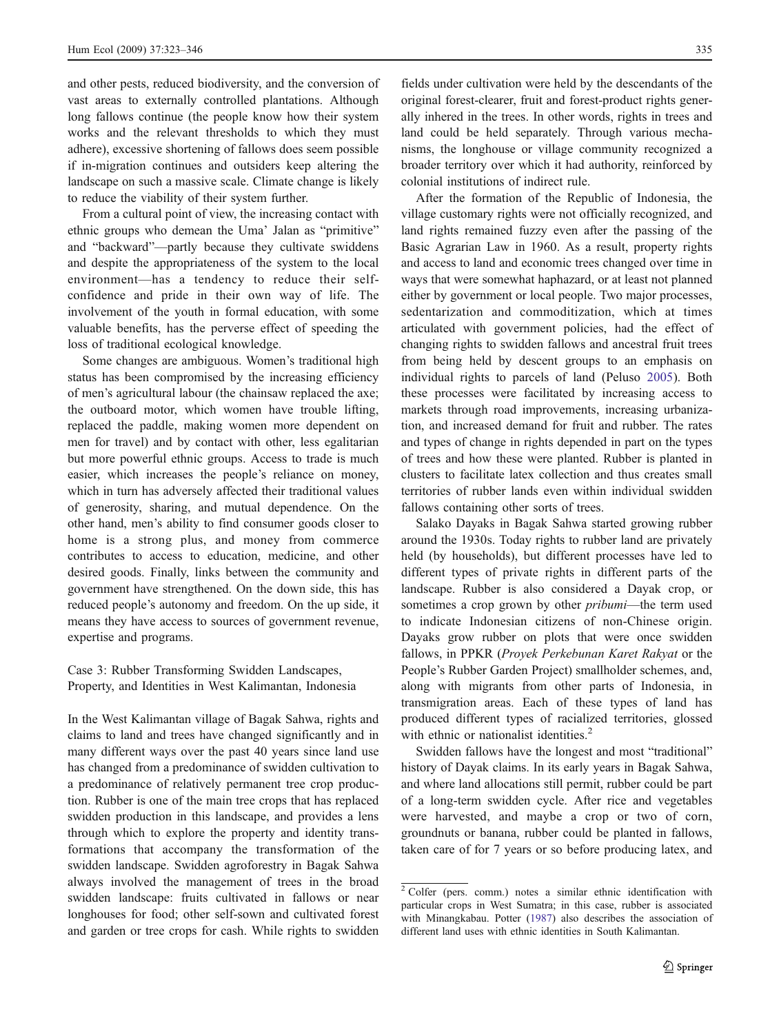and other pests, reduced biodiversity, and the conversion of vast areas to externally controlled plantations. Although long fallows continue (the people know how their system works and the relevant thresholds to which they must adhere), excessive shortening of fallows does seem possible if in-migration continues and outsiders keep altering the landscape on such a massive scale. Climate change is likely to reduce the viability of their system further.

From a cultural point of view, the increasing contact with ethnic groups who demean the Uma' Jalan as "primitive" and "backward"—partly because they cultivate swiddens and despite the appropriateness of the system to the local environment—has a tendency to reduce their self-confidence and pride in their own way of life. The involvement of the youth in formal education, with some valuable benefits, has the perverse effect of speeding the loss of traditional ecological knowledge.

Some changes are ambiguous. Women's traditional high status has been compromised by the increasing efficiency of men's agricultural labour (the chainsaw replaced the axe; the outboard motor, which women have trouble lifting, replaced the paddle, making women more dependent on men for travel) and by contact with other, less egalitarian but more powerful ethnic groups. Access to trade is much easier, which increases the people's reliance on money, which in turn has adversely affected their traditional values of generosity, sharing, and mutual dependence. On the other hand, men's ability to find consumer goods closer to home is a strong plus, and money from commerce contributes to access to education, medicine, and other desired goods. Finally, links between the community and government have strengthened. On the down side, this has reduced people's autonomy and freedom. On the up side, it means they have access to sources of government revenue, expertise and programs.

## Case 3: Rubber Transforming Swidden Landscapes, Property, and Identities in West Kalimantan, Indonesia

In the West Kalimantan village of Bagak Sahwa, rights and claims to land and trees have changed significantly and in many different ways over the past 40 years since land use has changed from a predominance of swidden cultivation to a predominance of relatively permanent tree crop production. Rubber is one of the main tree crops that has replaced swidden production in this landscape, and provides a lens through which to explore the property and identity transformations that accompany the transformation of the swidden landscape. Swidden agroforestry in Bagak Sahwa always involved the management of trees in the broad swidden landscape: fruits cultivated in fallows or near longhouses for food; other self-sown and cultivated forest and garden or tree crops for cash. While rights to swidden fields under cultivation were held by the descendants of the original forest-clearer, fruit and forest-product rights generally inhered in the trees. In other words, rights in trees and land could be held separately. Through various mechanisms, the longhouse or village community recognized a broader territory over which it had authority, reinforced by colonial institutions of indirect rule.

After the formation of the Republic of Indonesia, the village customary rights were not officially recognized, and land rights remained fuzzy even after the passing of the Basic Agrarian Law in 1960. As a result, property rights and access to land and economic trees changed over time in ways that were somewhat haphazard, or at least not planned either by government or local people. Two major processes, sedentarization and commoditization, which at times articulated with government policies, had the effect of changing rights to swidden fallows and ancestral fruit trees from being held by descent groups to an emphasis on individual rights to parcels of land (Peluso 2005). Both these processes were facilitated by increasing access to markets through road improvements, increasing urbanization, and increased demand for fruit and rubber. The rates and types of change in rights depended in part on the types of trees and how these were planted. Rubber is planted in clusters to facilitate latex collection and thus creates small territories of rubber lands even within individual swidden fallows containing other sorts of trees.

Salako Dayaks in Bagak Sahwa started growing rubber around the 1930s. Today rights to rubber land are privately held (by households), but different processes have led to different types of private rights in different parts of the landscape. Rubber is also considered a Dayak crop, or sometimes a crop grown by other *pribumi*—the term used to indicate Indonesian citizens of non-Chinese origin. Dayaks grow rubber on plots that were once swidden fallows, in PPKR (*Proyek Perkebunan Karet Rakyat* or the People's Rubber Garden Project) smallholder schemes, and, along with migrants from other parts of Indonesia, in transmigration areas. Each of these types of land has produced different types of racialized territories, glossed with ethnic or nationalist identities.[2]

Swidden fallows have the longest and most "traditional" history of Dayak claims. In its early years in Bagak Sahwa, and where land allocations still permit, rubber could be part of a long-term swidden cycle. After rice and vegetables were harvested, and maybe a crop or two of corn, groundnuts or banana, rubber could be planted in fallows, taken care of for 7 years or so before producing latex, and

[2] Colfer (pers. comm.) notes a similar ethnic identification with particular crops in West Sumatra; in this case, rubber is associated with Minangkabau. Potter (1987) also describes the association of different land uses with ethnic identities in South Kalimantan.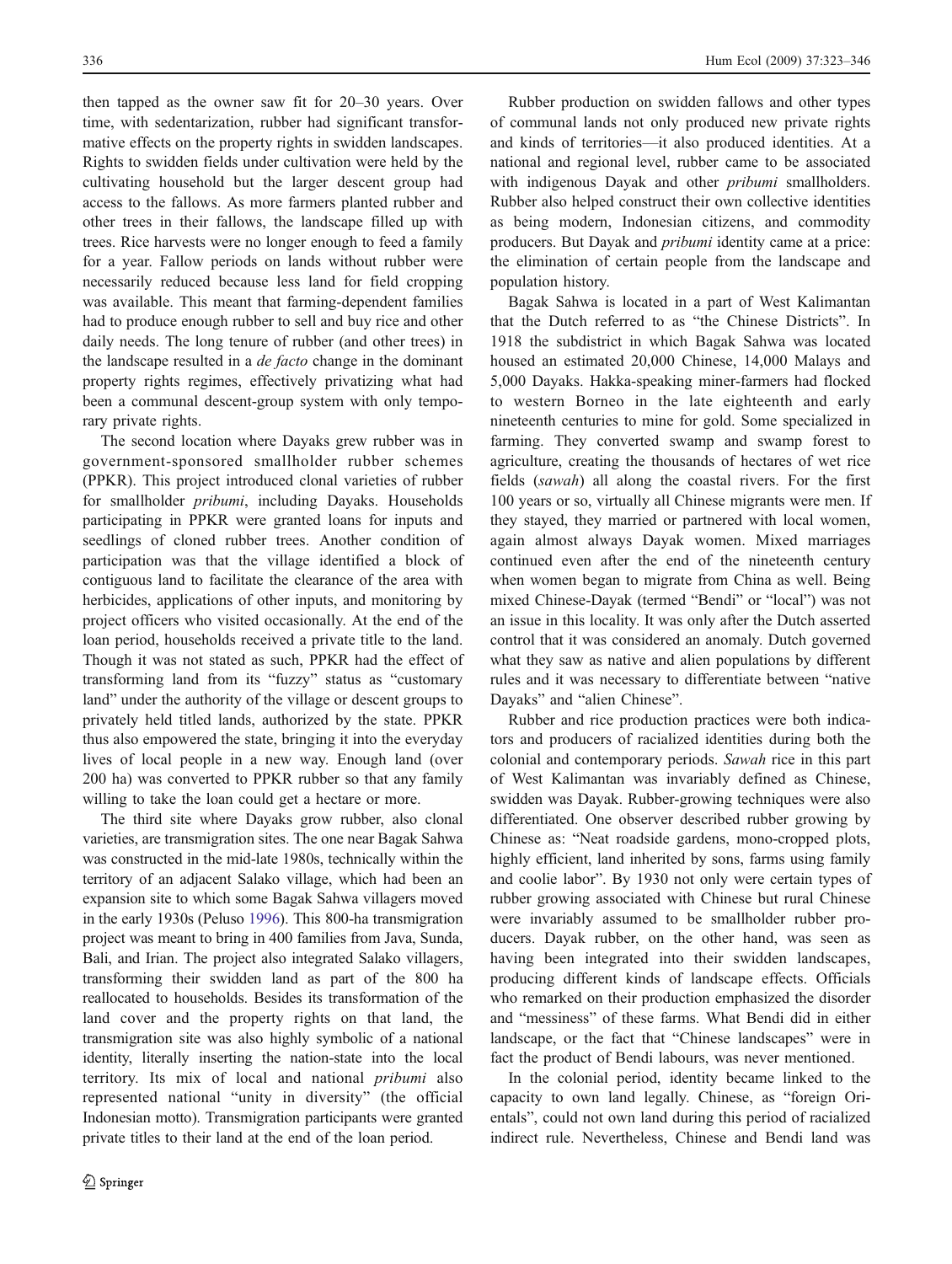then tapped as the owner saw fit for 20–30 years. Over time, with sedentarization, rubber had significant transformative effects on the property rights in swidden landscapes. Rights to swidden fields under cultivation were held by the cultivating household but the larger descent group had access to the fallows. As more farmers planted rubber and other trees in their fallows, the landscape filled up with trees. Rice harvests were no longer enough to feed a family for a year. Fallow periods on lands without rubber were necessarily reduced because less land for field cropping was available. This meant that farming-dependent families had to produce enough rubber to sell and buy rice and other daily needs. The long tenure of rubber (and other trees) in the landscape resulted in a *de facto* change in the dominant property rights regimes, effectively privatizing what had been a communal descent-group system with only temporary private rights.

The second location where Dayaks grew rubber was in government-sponsored smallholder rubber schemes (PPKR). This project introduced clonal varieties of rubber for smallholder *pribumi*, including Dayaks. Households participating in PPKR were granted loans for inputs and seedlings of cloned rubber trees. Another condition of participation was that the village identified a block of contiguous land to facilitate the clearance of the area with herbicides, applications of other inputs, and monitoring by project officers who visited occasionally. At the end of the loan period, households received a private title to the land. Though it was not stated as such, PPKR had the effect of transforming land from its "fuzzy" status as "customary land" under the authority of the village or descent groups to privately held titled lands, authorized by the state. PPKR thus also empowered the state, bringing it into the everyday lives of local people in a new way. Enough land (over 200 ha) was converted to PPKR rubber so that any family willing to take the loan could get a hectare or more.

The third site where Dayaks grow rubber, also clonal varieties, are transmigration sites. The one near Bagak Sahwa was constructed in the mid-late 1980s, technically within the territory of an adjacent Salako village, which had been an expansion site to which some Bagak Sahwa villagers moved in the early 1930s (Peluso 1996). This 800-ha transmigration project was meant to bring in 400 families from Java, Sunda, Bali, and Irian. The project also integrated Salako villagers, transforming their swidden land as part of the 800 ha reallocated to households. Besides its transformation of the land cover and the property rights on that land, the transmigration site was also highly symbolic of a national identity, literally inserting the nation-state into the local territory. Its mix of local and national *pribumi* also represented national "unity in diversity" (the official Indonesian motto). Transmigration participants were granted private titles to their land at the end of the loan period.

Rubber production on swidden fallows and other types of communal lands not only produced new private rights and kinds of territories—it also produced identities. At a national and regional level, rubber came to be associated with indigenous Dayak and other *pribumi* smallholders. Rubber also helped construct their own collective identities as being modern, Indonesian citizens, and commodity producers. But Dayak and *pribumi* identity came at a price: the elimination of certain people from the landscape and population history.

Bagak Sahwa is located in a part of West Kalimantan that the Dutch referred to as "the Chinese Districts". In 1918 the subdistrict in which Bagak Sahwa was located housed an estimated 20,000 Chinese, 14,000 Malays and 5,000 Dayaks. Hakka-speaking miner-farmers had flocked to western Borneo in the late eighteenth and early nineteenth centuries to mine for gold. Some specialized in farming. They converted swamp and swamp forest to agriculture, creating the thousands of hectares of wet rice fields (*sawah*) all along the coastal rivers. For the first 100 years or so, virtually all Chinese migrants were men. If they stayed, they married or partnered with local women, again almost always Dayak women. Mixed marriages continued even after the end of the nineteenth century when women began to migrate from China as well. Being mixed Chinese-Dayak (termed "Bendi" or "local") was not an issue in this locality. It was only after the Dutch asserted control that it was considered an anomaly. Dutch governed what they saw as native and alien populations by different rules and it was necessary to differentiate between "native Dayaks" and "alien Chinese".

Rubber and rice production practices were both indicators and producers of racialized identities during both the colonial and contemporary periods. *Sawah* rice in this part of West Kalimantan was invariably defined as Chinese, swidden was Dayak. Rubber-growing techniques were also differentiated. One observer described rubber growing by Chinese as: "Neat roadside gardens, mono-cropped plots, highly efficient, land inherited by sons, farms using family and coolie labor". By 1930 not only were certain types of rubber growing associated with Chinese but rural Chinese were invariably assumed to be smallholder rubber producers. Dayak rubber, on the other hand, was seen as having been integrated into their swidden landscapes, producing different kinds of landscape effects. Officials who remarked on their production emphasized the disorder and "messiness" of these farms. What Bendi did in either landscape, or the fact that "Chinese landscapes" were in fact the product of Bendi labours, was never mentioned.

In the colonial period, identity became linked to the capacity to own land legally. Chinese, as "foreign Orientals", could not own land during this period of racialized indirect rule. Nevertheless, Chinese and Bendi land was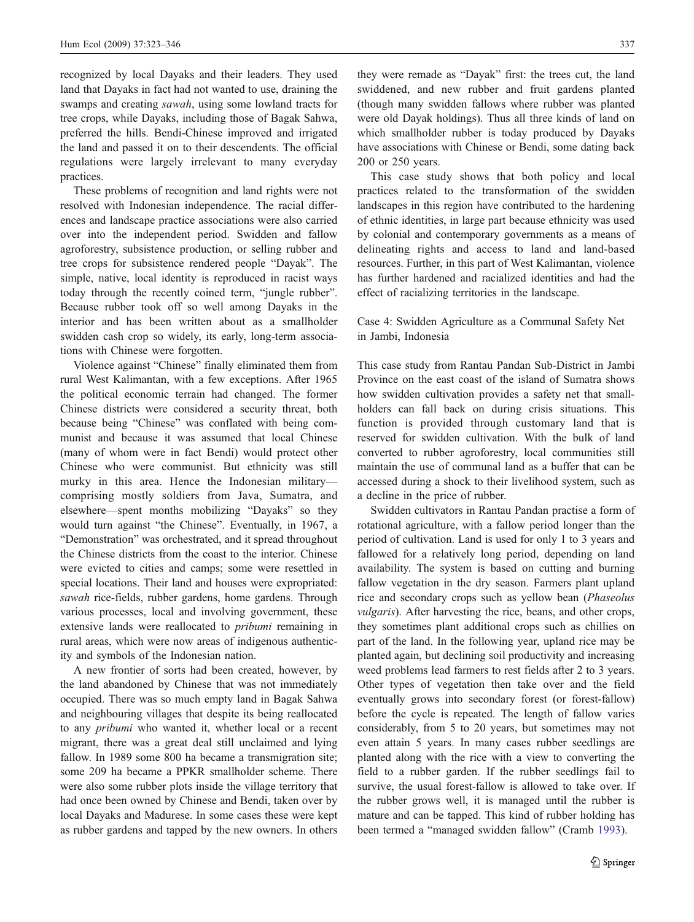recognized by local Dayaks and their leaders. They used land that Dayaks in fact had not wanted to use, draining the swamps and creating *sawah*, using some lowland tracts for tree crops, while Dayaks, including those of Bagak Sahwa, preferred the hills. Bendi-Chinese improved and irrigated the land and passed it on to their descendents. The official regulations were largely irrelevant to many everyday practices.

These problems of recognition and land rights were not resolved with Indonesian independence. The racial differences and landscape practice associations were also carried over into the independent period. Swidden and fallow agroforestry, subsistence production, or selling rubber and tree crops for subsistence rendered people "Dayak". The simple, native, local identity is reproduced in racist ways today through the recently coined term, "jungle rubber". Because rubber took off so well among Dayaks in the interior and has been written about as a smallholder swidden cash crop so widely, its early, long-term associations with Chinese were forgotten.

Violence against "Chinese" finally eliminated them from rural West Kalimantan, with a few exceptions. After 1965 the political economic terrain had changed. The former Chinese districts were considered a security threat, both because being "Chinese" was conflated with being communist and because it was assumed that local Chinese (many of whom were in fact Bendi) would protect other Chinese who were communist. But ethnicity was still murky in this area. Hence the Indonesian military—comprising mostly soldiers from Java, Sumatra, and elsewhere—spent months mobilizing "Dayaks" so they would turn against "the Chinese". Eventually, in 1967, a "Demonstration" was orchestrated, and it spread throughout the Chinese districts from the coast to the interior. Chinese were evicted to cities and camps; some were resettled in special locations. Their land and houses were expropriated: *sawah* rice-fields, rubber gardens, home gardens. Through various processes, local and involving government, these extensive lands were reallocated to *pribumi* remaining in rural areas, which were now areas of indigenous authenticity and symbols of the Indonesian nation.

A new frontier of sorts had been created, however, by the land abandoned by Chinese that was not immediately occupied. There was so much empty land in Bagak Sahwa and neighbouring villages that despite its being reallocated to any *pribumi* who wanted it, whether local or a recent migrant, there was a great deal still unclaimed and lying fallow. In 1989 some 800 ha became a transmigration site; some 209 ha became a PPKR smallholder scheme. There were also some rubber plots inside the village territory that had once been owned by Chinese and Bendi, taken over by local Dayaks and Madurese. In some cases these were kept as rubber gardens and tapped by the new owners. In others they were remade as "Dayak" first: the trees cut, the land swiddened, and new rubber and fruit gardens planted (though many swidden fallows where rubber was planted were old Dayak holdings). Thus all three kinds of land on which smallholder rubber is today produced by Dayaks have associations with Chinese or Bendi, some dating back 200 or 250 years.

This case study shows that both policy and local practices related to the transformation of the swidden landscapes in this region have contributed to the hardening of ethnic identities, in large part because ethnicity was used by colonial and contemporary governments as a means of delineating rights and access to land and land-based resources. Further, in this part of West Kalimantan, violence has further hardened and racialized identities and had the effect of racializing territories in the landscape.

## Case 4: Swidden Agriculture as a Communal Safety Net in Jambi, Indonesia

This case study from Rantau Pandan Sub-District in Jambi Province on the east coast of the island of Sumatra shows how swidden cultivation provides a safety net that smallholders can fall back on during crisis situations. This function is provided through customary land that is reserved for swidden cultivation. With the bulk of land converted to rubber agroforestry, local communities still maintain the use of communal land as a buffer that can be accessed during a shock to their livelihood system, such as a decline in the price of rubber.

Swidden cultivators in Rantau Pandan practise a form of rotational agriculture, with a fallow period longer than the period of cultivation. Land is used for only 1 to 3 years and fallowed for a relatively long period, depending on land availability. The system is based on cutting and burning fallow vegetation in the dry season. Farmers plant upland rice and secondary crops such as yellow bean (*Phaseolus vulgaris*). After harvesting the rice, beans, and other crops, they sometimes plant additional crops such as chillies on part of the land. In the following year, upland rice may be planted again, but declining soil productivity and increasing weed problems lead farmers to rest fields after 2 to 3 years. Other types of vegetation then take over and the field eventually grows into secondary forest (or forest-fallow) before the cycle is repeated. The length of fallow varies considerably, from 5 to 20 years, but sometimes may not even attain 5 years. In many cases rubber seedlings are planted along with the rice with a view to converting the field to a rubber garden. If the rubber seedlings fail to survive, the usual forest-fallow is allowed to take over. If the rubber grows well, it is managed until the rubber is mature and can be tapped. This kind of rubber holding has been termed a "managed swidden fallow" (Cramb 1993).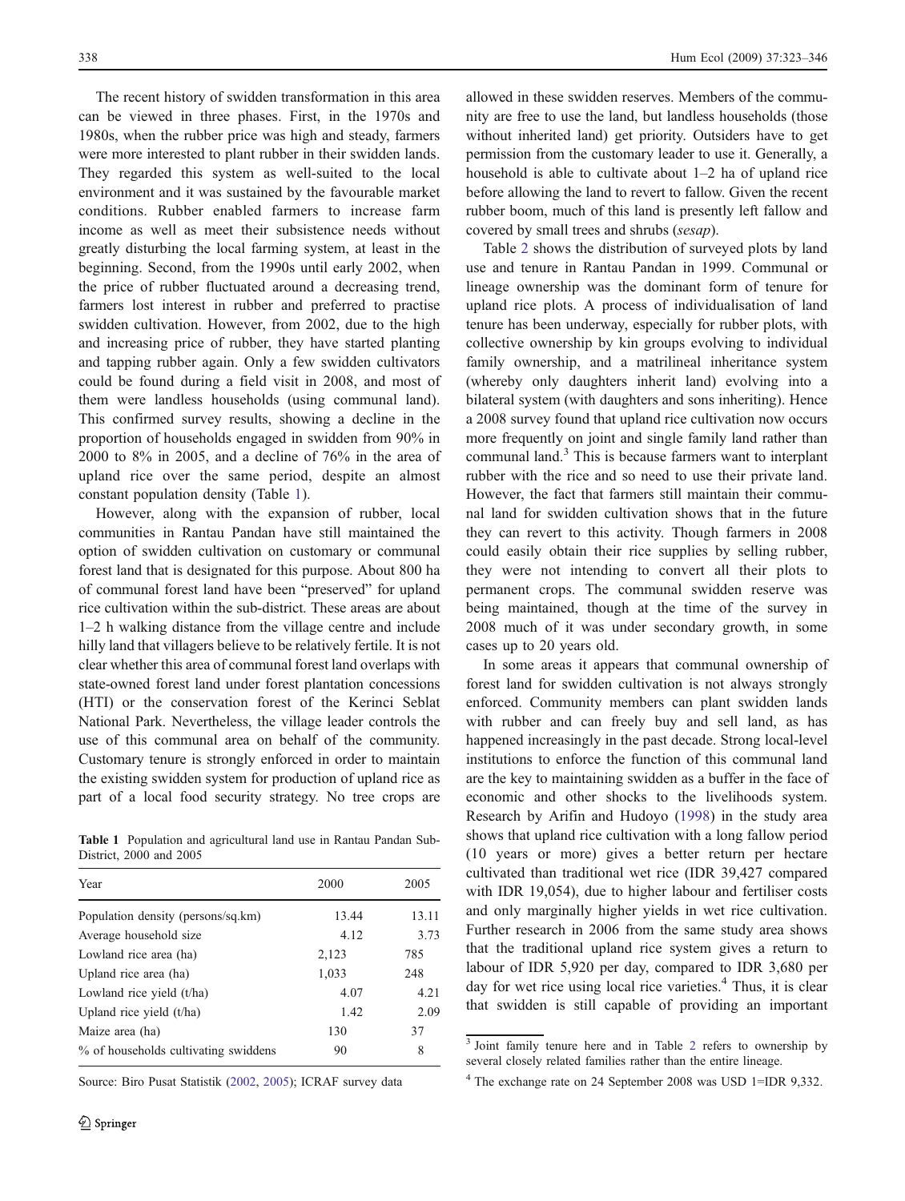The recent history of swidden transformation in this area can be viewed in three phases. First, in the 1970s and 1980s, when the rubber price was high and steady, farmers were more interested to plant rubber in their swidden lands. They regarded this system as well-suited to the local environment and it was sustained by the favourable market conditions. Rubber enabled farmers to increase farm income as well as meet their subsistence needs without greatly disturbing the local farming system, at least in the beginning. Second, from the 1990s until early 2002, when the price of rubber fluctuated around a decreasing trend, farmers lost interest in rubber and preferred to practise swidden cultivation. However, from 2002, due to the high and increasing price of rubber, they have started planting and tapping rubber again. Only a few swidden cultivators could be found during a field visit in 2008, and most of them were landless households (using communal land). This confirmed survey results, showing a decline in the proportion of households engaged in swidden from 90% in 2000 to 8% in 2005, and a decline of 76% in the area of upland rice over the same period, despite an almost constant population density (Table 1).

However, along with the expansion of rubber, local communities in Rantau Pandan have still maintained the option of swidden cultivation on customary or communal forest land that is designated for this purpose. About 800 ha of communal forest land have been "preserved" for upland rice cultivation within the sub-district. These areas are about 1–2 h walking distance from the village centre and include hilly land that villagers believe to be relatively fertile. It is not clear whether this area of communal forest land overlaps with state-owned forest land under forest plantation concessions (HTI) or the conservation forest of the Kerinci Seblat National Park. Nevertheless, the village leader controls the use of this communal area on behalf of the community. Customary tenure is strongly enforced in order to maintain the existing swidden system for production of upland rice as part of a local food security strategy. No tree crops are allowed in these swidden reserves. Members of the community are free to use the land, but landless households (those without inherited land) get priority. Outsiders have to get permission from the customary leader to use it. Generally, a household is able to cultivate about 1–2 ha of upland rice before allowing the land to revert to fallow. Given the recent rubber boom, much of this land is presently left fallow and covered by small trees and shrubs (*sesap*).

**Table 1** Population and agricultural land use in Rantau Pandan Sub-District, 2000 and 2005

| Year | 2000 | 2005 |
|---|---|---|
| Population density (persons/sq.km) | 13.44 | 13.11 |
| Average household size | 4.12 | 3.73 |
| Lowland rice area (ha) | 2,123 | 785 |
| Upland rice area (ha) | 1,033 | 248 |
| Lowland rice yield (t/ha) | 4.07 | 4.21 |
| Upland rice yield (t/ha) | 1.42 | 2.09 |
| Maize area (ha) | 130 | 37 |
| % of households cultivating swiddens | 90 | 8 |

Source: Biro Pusat Statistik (2002, 2005); ICRAF survey data

Table 2 shows the distribution of surveyed plots by land use and tenure in Rantau Pandan in 1999. Communal or lineage ownership was the dominant form of tenure for upland rice plots. A process of individualisation of land tenure has been underway, especially for rubber plots, with collective ownership by kin groups evolving to individual family ownership, and a matrilineal inheritance system (whereby only daughters inherit land) evolving into a bilateral system (with daughters and sons inheriting). Hence a 2008 survey found that upland rice cultivation now occurs more frequently on joint and single family land rather than communal land.[3] This is because farmers want to interplant rubber with the rice and so need to use their private land. However, the fact that farmers still maintain their communal land for swidden cultivation shows that in the future they can revert to this activity. Though farmers in 2008 could easily obtain their rice supplies by selling rubber, they were not intending to convert all their plots to permanent crops. The communal swidden reserve was being maintained, though at the time of the survey in 2008 much of it was under secondary growth, in some cases up to 20 years old.

In some areas it appears that communal ownership of forest land for swidden cultivation is not always strongly enforced. Community members can plant swidden lands with rubber and can freely buy and sell land, as has happened increasingly in the past decade. Strong local-level institutions to enforce the function of this communal land are the key to maintaining swidden as a buffer in the face of economic and other shocks to the livelihoods system. Research by Arifin and Hudoyo (1998) in the study area shows that upland rice cultivation with a long fallow period (10 years or more) gives a better return per hectare cultivated than traditional wet rice (IDR 39,427 compared with IDR 19,054), due to higher labour and fertiliser costs and only marginally higher yields in wet rice cultivation. Further research in 2006 from the same study area shows that the traditional upland rice system gives a return to labour of IDR 5,920 per day, compared to IDR 3,680 per day for wet rice using local rice varieties.[4] Thus, it is clear that swidden is still capable of providing an important

[3] Joint family tenure here and in Table 2 refers to ownership by several closely related families rather than the entire lineage.

[4] The exchange rate on 24 September 2008 was USD 1=IDR 9,332.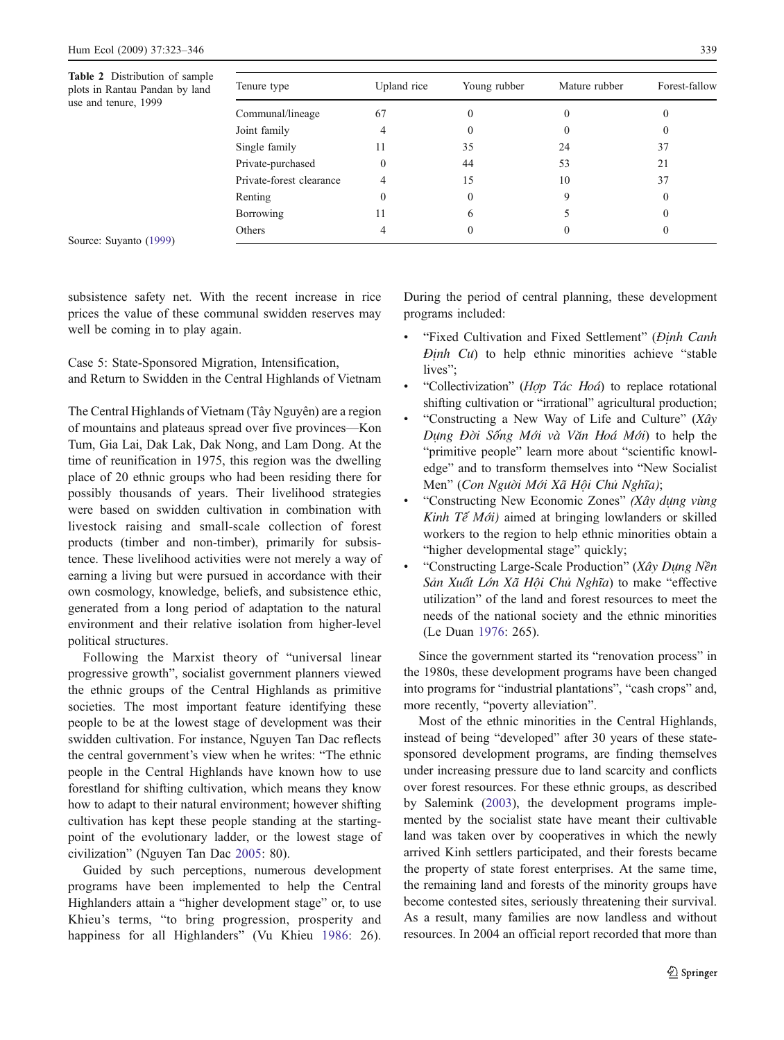Table 2 Distribution of sample plots in Rantau Pandan by land use and tenure, 1999

| Tenure type | Upland rice | Young rubber | Mature rubber | Forest-fallow |
|---|---|---|---|---|
| Communal/lineage | 67 | 0 | 0 | 0 |
| Joint family | 4 | 0 | 0 | 0 |
| Single family | 11 | 35 | 24 | 37 |
| Private-purchased | 0 | 44 | 53 | 21 |
| Private-forest clearance | 4 | 15 | 10 | 37 |
| Renting | 0 | 0 | 9 | 0 |
| Borrowing | 11 | 6 | 5 | 0 |
| Others | 4 | 0 | 0 | 0 |

Source: Suyanto (1999)

subsistence safety net. With the recent increase in rice prices the value of these communal swidden reserves may well be coming in to play again.

Case 5: State-Sponsored Migration, Intensification, and Return to Swidden in the Central Highlands of Vietnam

The Central Highlands of Vietnam (Tây Nguyên) are a region of mountains and plateaus spread over five provinces—Kon Tum, Gia Lai, Dak Lak, Dak Nong, and Lam Dong. At the time of reunification in 1975, this region was the dwelling place of 20 ethnic groups who had been residing there for possibly thousands of years. Their livelihood strategies were based on swidden cultivation in combination with livestock raising and small-scale collection of forest products (timber and non-timber), primarily for subsistence. These livelihood activities were not merely a way of earning a living but were pursued in accordance with their own cosmology, knowledge, beliefs, and subsistence ethic, generated from a long period of adaptation to the natural environment and their relative isolation from higher-level political structures.

Following the Marxist theory of "universal linear progressive growth", socialist government planners viewed the ethnic groups of the Central Highlands as primitive societies. The most important feature identifying these people to be at the lowest stage of development was their swidden cultivation. For instance, Nguyen Tan Dac reflects the central government's view when he writes: "The ethnic people in the Central Highlands have known how to use forestland for shifting cultivation, which means they know how to adapt to their natural environment; however shifting cultivation has kept these people standing at the starting-point of the evolutionary ladder, or the lowest stage of civilization" (Nguyen Tan Dac 2005: 80).

Guided by such perceptions, numerous development programs have been implemented to help the Central Highlanders attain a "higher development stage" or, to use Khieu's terms, "to bring progression, prosperity and happiness for all Highlanders" (Vu Khieu 1986: 26). During the period of central planning, these development programs included:

- "Fixed Cultivation and Fixed Settlement" (*Định Canh Định Cư*) to help ethnic minorities achieve "stable lives";
- "Collectivization" (*Hợp Tác Hoá*) to replace rotational shifting cultivation or "irrational" agricultural production;
- "Constructing a New Way of Life and Culture" (*Xây Dựng Đời Sống Mới và Văn Hoá Mới*) to help the "primitive people" learn more about "scientific knowledge" and to transform themselves into "New Socialist Men" (*Con Người Mới Xã Hội Chủ Nghĩa)*;
- "Constructing New Economic Zones" *(Xây dựng vùng Kinh Tế Mới)* aimed at bringing lowlanders or skilled workers to the region to help ethnic minorities obtain a "higher developmental stage" quickly;
- "Constructing Large-Scale Production" (*Xây Dựng Nền Sản Xuất Lớn Xã Hội Chủ Nghĩa*) to make "effective utilization" of the land and forest resources to meet the needs of the national society and the ethnic minorities (Le Duan 1976: 265).

Since the government started its "renovation process" in the 1980s, these development programs have been changed into programs for "industrial plantations", "cash crops" and, more recently, "poverty alleviation".

Most of the ethnic minorities in the Central Highlands, instead of being "developed" after 30 years of these state-sponsored development programs, are finding themselves under increasing pressure due to land scarcity and conflicts over forest resources. For these ethnic groups, as described by Salemink (2003), the development programs implemented by the socialist state have meant their cultivable land was taken over by cooperatives in which the newly arrived Kinh settlers participated, and their forests became the property of state forest enterprises. At the same time, the remaining land and forests of the minority groups have become contested sites, seriously threatening their survival. As a result, many families are now landless and without resources. In 2004 an official report recorded that more than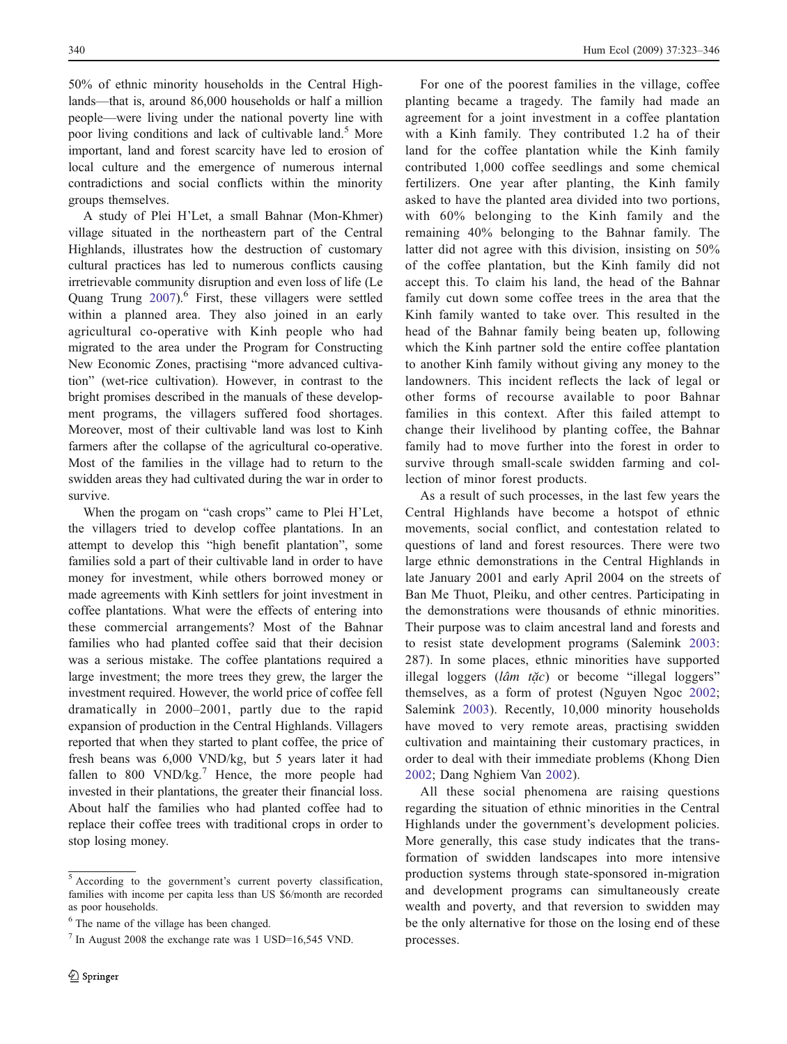50% of ethnic minority households in the Central Highlands—that is, around 86,000 households or half a million people—were living under the national poverty line with poor living conditions and lack of cultivable land.[5] More important, land and forest scarcity have led to erosion of local culture and the emergence of numerous internal contradictions and social conflicts within the minority groups themselves.

A study of Plei H'Let, a small Bahnar (Mon-Khmer) village situated in the northeastern part of the Central Highlands, illustrates how the destruction of customary cultural practices has led to numerous conflicts causing irretrievable community disruption and even loss of life (Le Quang Trung 2007).[6] First, these villagers were settled within a planned area. They also joined in an early agricultural co-operative with Kinh people who had migrated to the area under the Program for Constructing New Economic Zones, practising "more advanced cultivation" (wet-rice cultivation). However, in contrast to the bright promises described in the manuals of these development programs, the villagers suffered food shortages. Moreover, most of their cultivable land was lost to Kinh farmers after the collapse of the agricultural co-operative. Most of the families in the village had to return to the swidden areas they had cultivated during the war in order to survive.

When the progam on "cash crops" came to Plei H'Let, the villagers tried to develop coffee plantations. In an attempt to develop this "high benefit plantation", some families sold a part of their cultivable land in order to have money for investment, while others borrowed money or made agreements with Kinh settlers for joint investment in coffee plantations. What were the effects of entering into these commercial arrangements? Most of the Bahnar families who had planted coffee said that their decision was a serious mistake. The coffee plantations required a large investment; the more trees they grew, the larger the investment required. However, the world price of coffee fell dramatically in 2000–2001, partly due to the rapid expansion of production in the Central Highlands. Villagers reported that when they started to plant coffee, the price of fresh beans was 6,000 VND/kg, but 5 years later it had fallen to 800 VND/kg.[7] Hence, the more people had invested in their plantations, the greater their financial loss. About half the families who had planted coffee had to replace their coffee trees with traditional crops in order to stop losing money.

For one of the poorest families in the village, coffee planting became a tragedy. The family had made an agreement for a joint investment in a coffee plantation with a Kinh family. They contributed 1.2 ha of their land for the coffee plantation while the Kinh family contributed 1,000 coffee seedlings and some chemical fertilizers. One year after planting, the Kinh family asked to have the planted area divided into two portions, with 60% belonging to the Kinh family and the remaining 40% belonging to the Bahnar family. The latter did not agree with this division, insisting on 50% of the coffee plantation, but the Kinh family did not accept this. To claim his land, the head of the Bahnar family cut down some coffee trees in the area that the Kinh family wanted to take over. This resulted in the head of the Bahnar family being beaten up, following which the Kinh partner sold the entire coffee plantation to another Kinh family without giving any money to the landowners. This incident reflects the lack of legal or other forms of recourse available to poor Bahnar families in this context. After this failed attempt to change their livelihood by planting coffee, the Bahnar family had to move further into the forest in order to survive through small-scale swidden farming and collection of minor forest products.

As a result of such processes, in the last few years the Central Highlands have become a hotspot of ethnic movements, social conflict, and contestation related to questions of land and forest resources. There were two large ethnic demonstrations in the Central Highlands in late January 2001 and early April 2004 on the streets of Ban Me Thuot, Pleiku, and other centres. Participating in the demonstrations were thousands of ethnic minorities. Their purpose was to claim ancestral land and forests and to resist state development programs (Salemink 2003: 287). In some places, ethnic minorities have supported illegal loggers (*lâm tặc*) or become "illegal loggers" themselves, as a form of protest (Nguyen Ngoc 2002; Salemink 2003). Recently, 10,000 minority households have moved to very remote areas, practising swidden cultivation and maintaining their customary practices, in order to deal with their immediate problems (Khong Dien 2002; Dang Nghiem Van 2002).

All these social phenomena are raising questions regarding the situation of ethnic minorities in the Central Highlands under the government's development policies. More generally, this case study indicates that the transformation of swidden landscapes into more intensive production systems through state-sponsored in-migration and development programs can simultaneously create wealth and poverty, and that reversion to swidden may be the only alternative for those on the losing end of these processes.

[5] According to the government's current poverty classification, families with income per capita less than US $6/month are recorded as poor households.

[6] The name of the village has been changed.

[7] In August 2008 the exchange rate was 1 USD=16,545 VND.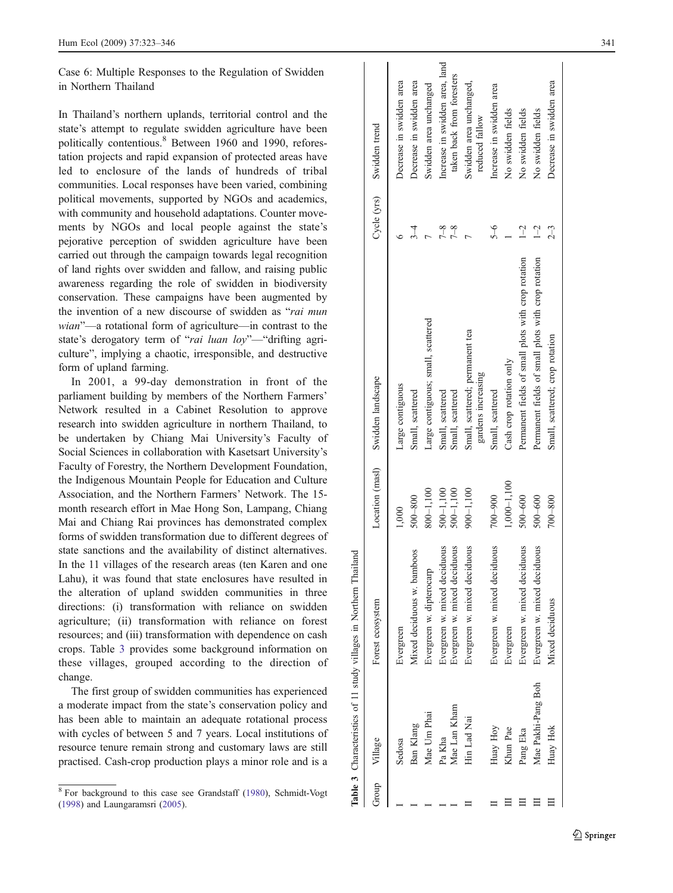Case 6: Multiple Responses to the Regulation of Swidden in Northern Thailand

In Thailand's northern uplands, territorial control and the state's attempt to regulate swidden agriculture have been politically contentious.[8] Between 1960 and 1990, reforestation projects and rapid expansion of protected areas have led to enclosure of the lands of hundreds of tribal communities. Local responses have been varied, combining political movements, supported by NGOs and academics, with community and household adaptations. Counter movements by NGOs and local people against the state's pejorative perception of swidden agriculture have been carried out through the campaign towards legal recognition of land rights over swidden and fallow, and raising public awareness regarding the role of swidden in biodiversity conservation. These campaigns have been augmented by the invention of a new discourse of swidden as "*rai mun wian*"—a rotational form of agriculture—in contrast to the state's derogatory term of "*rai luan loy*"—"drifting agriculture", implying a chaotic, irresponsible, and destructive form of upland farming.

In 2001, a 99-day demonstration in front of the parliament building by members of the Northern Farmers' Network resulted in a Cabinet Resolution to approve research into swidden agriculture in northern Thailand, to be undertaken by Chiang Mai University's Faculty of Social Sciences in collaboration with Kasetsart University's Faculty of Forestry, the Northern Development Foundation, the Indigenous Mountain People for Education and Culture Association, and the Northern Farmers' Network. The 15-month research effort in Mae Hong Son, Lampang, Chiang Mai and Chiang Rai provinces has demonstrated complex forms of swidden transformation due to different degrees of state sanctions and the availability of distinct alternatives. In the 11 villages of the research areas (ten Karen and one Lahu), it was found that state enclosures have resulted in the alteration of upland swidden communities in three directions: (i) transformation with reliance on swidden agriculture; (ii) transformation with reliance on forest resources; and (iii) transformation with dependence on cash crops. Table 3 provides some background information on these villages, grouped according to the direction of change.

The first group of swidden communities has experienced a moderate impact from the state's conservation policy and has been able to maintain an adequate rotational process with cycles of between 5 and 7 years. Local institutions of resource tenure remain strong and customary laws are still practised. Cash-crop production plays a minor role and is a

**Table 3** Characteristics of 11 study villages in Northern Thailand

| Group | Village | Forest ecosystem | Location (masl) | Swidden landscape | Cycle (yrs) | Swidden trend |
|---|---|---|---|---|---|---|
| I | Sedosa | Evergreen | 1,000 | Large contiguous | 6 | Decrease in swidden area |
| I | Ban Klang | Mixed deciduous w. bamboos | 500–800 | Small, scattered | 3–4 | Decrease in swidden area |
| I | Mae Um Phai | Evergreen w. dipterocarp | 800–1,100 | Large contiguous; small, scattered | 7 | Swidden area unchanged |
| I | Pa Kha | Evergreen w. mixed deciduous | 500–1,100 | Small, scattered | 7–8 | Increase in swidden area, land taken back from foresters |
| I | Mae Lan Kham | Evergreen w. mixed deciduous | 500–1,100 | Small, scattered | 7–8 | |
| II | Hin Lad Nai | Evergreen w. mixed deciduous | 900–1,100 | Small, scattered; permanent tea gardens increasing | 7 | Swidden area unchanged, reduced fallow |
| II | Huay Hoy | Evergreen w. mixed deciduous | 700–900 | Small, scattered | 5–6 | Increase in swidden area |
| III | Khun Pae | Evergreen | 1,000–1,100 | Cash crop rotation only | 1 | No swidden fields |
| III | Pang Eka | Evergreen w. mixed deciduous | 500–600 | Permanent fields of small plots with crop rotation | 1–2 | No swidden fields |
| III | Mae Pakhi-Pang Boh | Evergreen w. mixed deciduous | 500–600 | Permanent fields of small plots with crop rotation | 1–2 | No swidden fields |
| III | Huay Hok | Mixed deciduous | 700–800 | Small, scattered; crop rotation | 2–3 | Decrease in swidden area |

[8] For background to this case see Grandstaff (1980), Schmidt-Vogt (1998) and Laungaramsri (2005).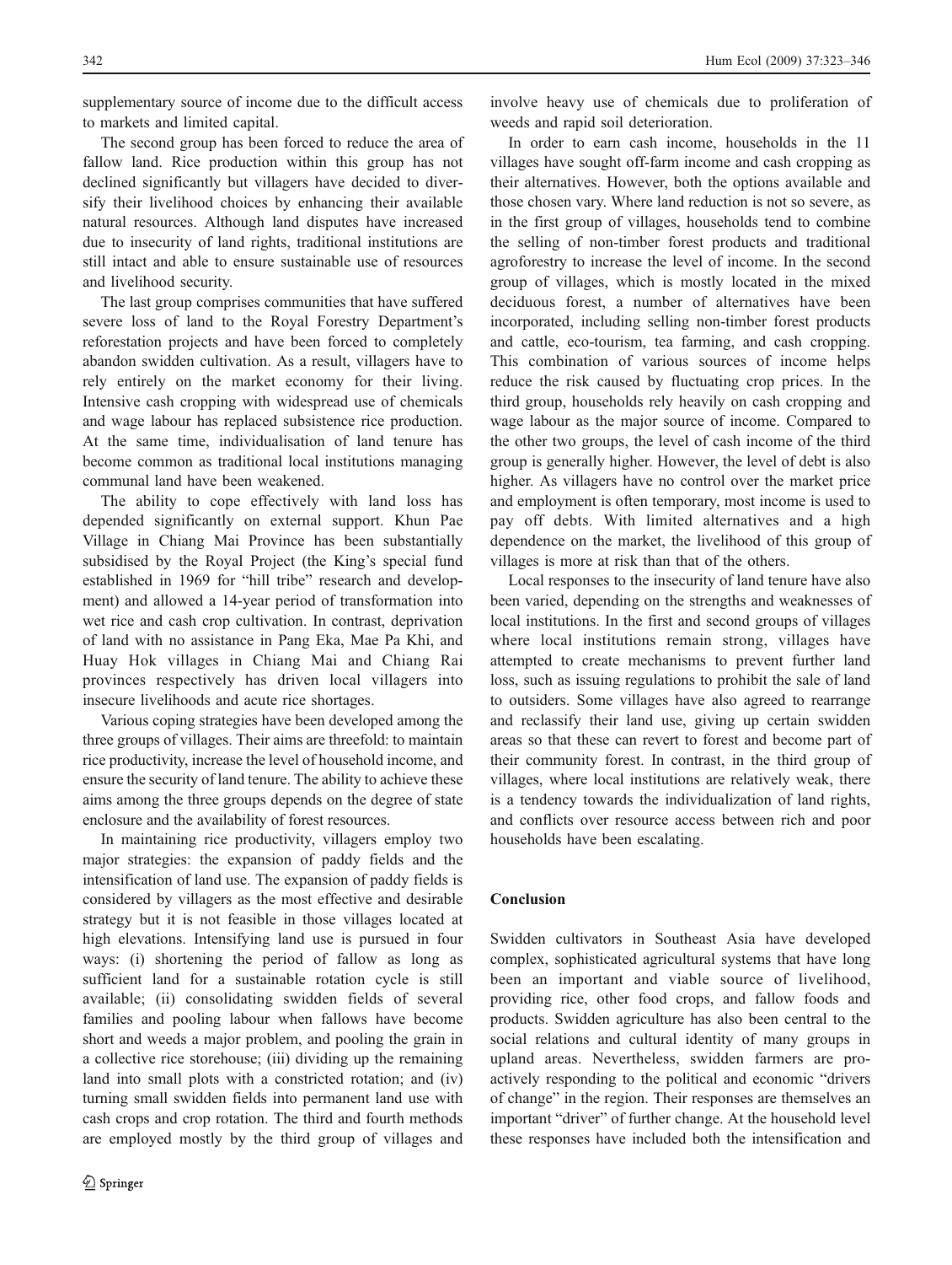supplementary source of income due to the difficult access to markets and limited capital.

The second group has been forced to reduce the area of fallow land. Rice production within this group has not declined significantly but villagers have decided to diversify their livelihood choices by enhancing their available natural resources. Although land disputes have increased due to insecurity of land rights, traditional institutions are still intact and able to ensure sustainable use of resources and livelihood security.

The last group comprises communities that have suffered severe loss of land to the Royal Forestry Department's reforestation projects and have been forced to completely abandon swidden cultivation. As a result, villagers have to rely entirely on the market economy for their living. Intensive cash cropping with widespread use of chemicals and wage labour has replaced subsistence rice production. At the same time, individualisation of land tenure has become common as traditional local institutions managing communal land have been weakened.

The ability to cope effectively with land loss has depended significantly on external support. Khun Pae Village in Chiang Mai Province has been substantially subsidised by the Royal Project (the King's special fund established in 1969 for "hill tribe" research and development) and allowed a 14-year period of transformation into wet rice and cash crop cultivation. In contrast, deprivation of land with no assistance in Pang Eka, Mae Pa Khi, and Huay Hok villages in Chiang Mai and Chiang Rai provinces respectively has driven local villagers into insecure livelihoods and acute rice shortages.

Various coping strategies have been developed among the three groups of villages. Their aims are threefold: to maintain rice productivity, increase the level of household income, and ensure the security of land tenure. The ability to achieve these aims among the three groups depends on the degree of state enclosure and the availability of forest resources.

In maintaining rice productivity, villagers employ two major strategies: the expansion of paddy fields and the intensification of land use. The expansion of paddy fields is considered by villagers as the most effective and desirable strategy but it is not feasible in those villages located at high elevations. Intensifying land use is pursued in four ways: (i) shortening the period of fallow as long as sufficient land for a sustainable rotation cycle is still available; (ii) consolidating swidden fields of several families and pooling labour when fallows have become short and weeds a major problem, and pooling the grain in a collective rice storehouse; (iii) dividing up the remaining land into small plots with a constricted rotation; and (iv) turning small swidden fields into permanent land use with cash crops and crop rotation. The third and fourth methods are employed mostly by the third group of villages and involve heavy use of chemicals due to proliferation of weeds and rapid soil deterioration.

In order to earn cash income, households in the 11 villages have sought off-farm income and cash cropping as their alternatives. However, both the options available and those chosen vary. Where land reduction is not so severe, as in the first group of villages, households tend to combine the selling of non-timber forest products and traditional agroforestry to increase the level of income. In the second group of villages, which is mostly located in the mixed deciduous forest, a number of alternatives have been incorporated, including selling non-timber forest products and cattle, eco-tourism, tea farming, and cash cropping. This combination of various sources of income helps reduce the risk caused by fluctuating crop prices. In the third group, households rely heavily on cash cropping and wage labour as the major source of income. Compared to the other two groups, the level of cash income of the third group is generally higher. However, the level of debt is also higher. As villagers have no control over the market price and employment is often temporary, most income is used to pay off debts. With limited alternatives and a high dependence on the market, the livelihood of this group of villages is more at risk than that of the others.

Local responses to the insecurity of land tenure have also been varied, depending on the strengths and weaknesses of local institutions. In the first and second groups of villages where local institutions remain strong, villages have attempted to create mechanisms to prevent further land loss, such as issuing regulations to prohibit the sale of land to outsiders. Some villages have also agreed to rearrange and reclassify their land use, giving up certain swidden areas so that these can revert to forest and become part of their community forest. In contrast, in the third group of villages, where local institutions are relatively weak, there is a tendency towards the individualization of land rights, and conflicts over resource access between rich and poor households have been escalating.

## Conclusion

Swidden cultivators in Southeast Asia have developed complex, sophisticated agricultural systems that have long been an important and viable source of livelihood, providing rice, other food crops, and fallow foods and products. Swidden agriculture has also been central to the social relations and cultural identity of many groups in upland areas. Nevertheless, swidden farmers are proactively responding to the political and economic "drivers of change" in the region. Their responses are themselves an important "driver" of further change. At the household level these responses have included both the intensification and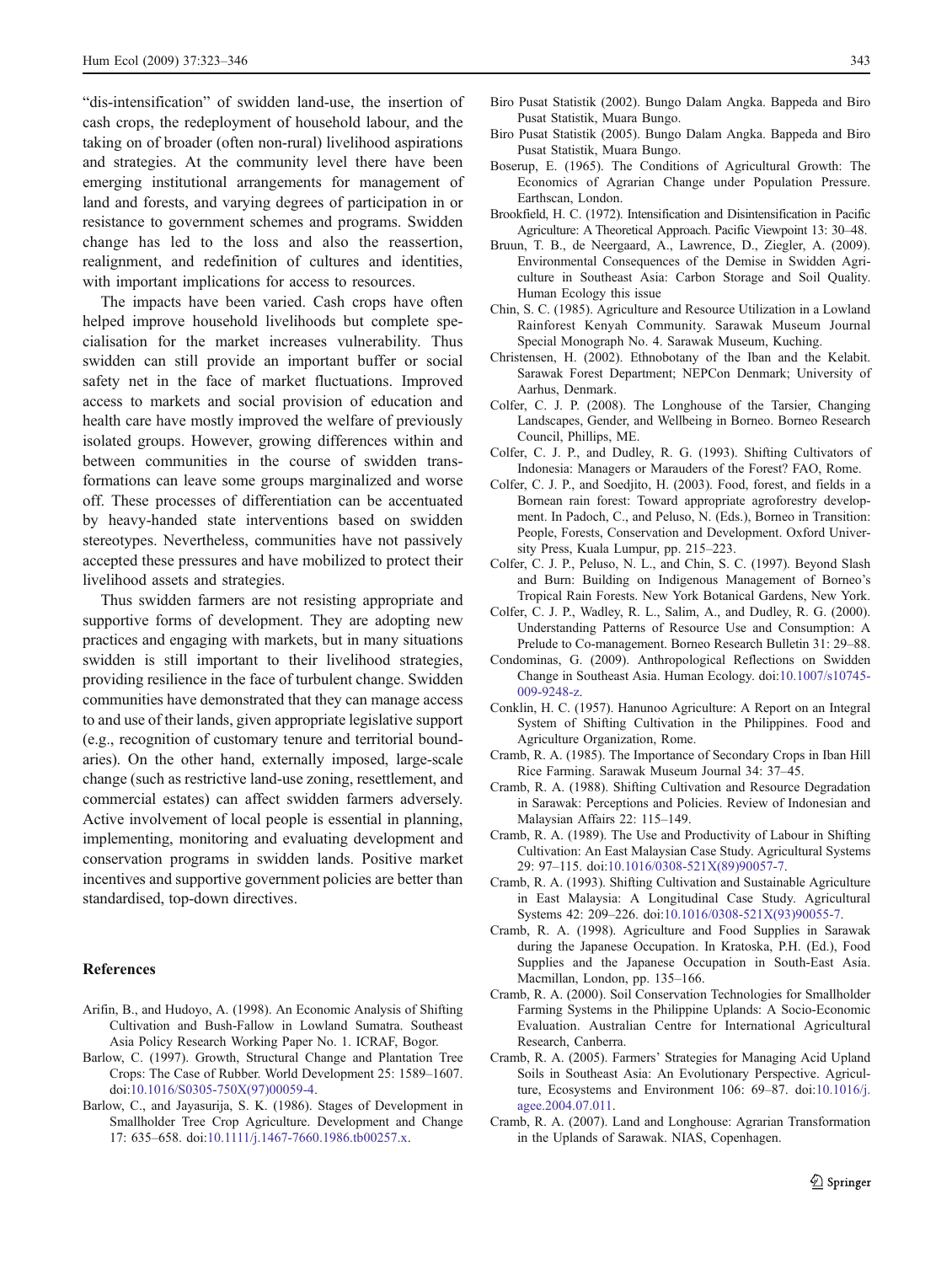"dis-intensification" of swidden land-use, the insertion of cash crops, the redeployment of household labour, and the taking on of broader (often non-rural) livelihood aspirations and strategies. At the community level there have been emerging institutional arrangements for management of land and forests, and varying degrees of participation in or resistance to government schemes and programs. Swidden change has led to the loss and also the reassertion, realignment, and redefinition of cultures and identities, with important implications for access to resources.

The impacts have been varied. Cash crops have often helped improve household livelihoods but complete specialisation for the market increases vulnerability. Thus swidden can still provide an important buffer or social safety net in the face of market fluctuations. Improved access to markets and social provision of education and health care have mostly improved the welfare of previously isolated groups. However, growing differences within and between communities in the course of swidden transformations can leave some groups marginalized and worse off. These processes of differentiation can be accentuated by heavy-handed state interventions based on swidden stereotypes. Nevertheless, communities have not passively accepted these pressures and have mobilized to protect their livelihood assets and strategies.

Thus swidden farmers are not resisting appropriate and supportive forms of development. They are adopting new practices and engaging with markets, but in many situations swidden is still important to their livelihood strategies, providing resilience in the face of turbulent change. Swidden communities have demonstrated that they can manage access to and use of their lands, given appropriate legislative support (e.g., recognition of customary tenure and territorial boundaries). On the other hand, externally imposed, large-scale change (such as restrictive land-use zoning, resettlement, and commercial estates) can affect swidden farmers adversely. Active involvement of local people is essential in planning, implementing, monitoring and evaluating development and conservation programs in swidden lands. Positive market incentives and supportive government policies are better than standardised, top-down directives.

## References

Arifin, B., and Hudoyo, A. (1998). An Economic Analysis of Shifting Cultivation and Bush-Fallow in Lowland Sumatra. Southeast Asia Policy Research Working Paper No. 1. ICRAF, Bogor.

Barlow, C. (1997). Growth, Structural Change and Plantation Tree Crops: The Case of Rubber. World Development 25: 1589–1607. doi:10.1016/S0305-750X(97)00059-4.

Barlow, C., and Jayasurija, S. K. (1986). Stages of Development in Smallholder Tree Crop Agriculture. Development and Change 17: 635–658. doi:10.1111/j.1467-7660.1986.tb00257.x.

Biro Pusat Statistik (2002). Bungo Dalam Angka. Bappeda and Biro Pusat Statistik, Muara Bungo.

Biro Pusat Statistik (2005). Bungo Dalam Angka. Bappeda and Biro Pusat Statistik, Muara Bungo.

Boserup, E. (1965). The Conditions of Agricultural Growth: The Economics of Agrarian Change under Population Pressure. Earthscan, London.

Brookfield, H. C. (1972). Intensification and Disintensification in Pacific Agriculture: A Theoretical Approach. Pacific Viewpoint 13: 30–48.

Bruun, T. B., de Neergaard, A., Lawrence, D., Ziegler, A. (2009). Environmental Consequences of the Demise in Swidden Agriculture in Southeast Asia: Carbon Storage and Soil Quality. Human Ecology this issue

Chin, S. C. (1985). Agriculture and Resource Utilization in a Lowland Rainforest Kenyah Community. Sarawak Museum Journal Special Monograph No. 4. Sarawak Museum, Kuching.

Christensen, H. (2002). Ethnobotany of the Iban and the Kelabit. Sarawak Forest Department; NEPCon Denmark; University of Aarhus, Denmark.

Colfer, C. J. P. (2008). The Longhouse of the Tarsier, Changing Landscapes, Gender, and Wellbeing in Borneo. Borneo Research Council, Phillips, ME.

Colfer, C. J. P., and Dudley, R. G. (1993). Shifting Cultivators of Indonesia: Managers or Marauders of the Forest? FAO, Rome.

Colfer, C. J. P., and Soedjito, H. (2003). Food, forest, and fields in a Bornean rain forest: Toward appropriate agroforestry development. In Padoch, C., and Peluso, N. (Eds.), Borneo in Transition: People, Forests, Conservation and Development. Oxford University Press, Kuala Lumpur, pp. 215–223.

Colfer, C. J. P., Peluso, N. L., and Chin, S. C. (1997). Beyond Slash and Burn: Building on Indigenous Management of Borneo's Tropical Rain Forests. New York Botanical Gardens, New York.

Colfer, C. J. P., Wadley, R. L., Salim, A., and Dudley, R. G. (2000). Understanding Patterns of Resource Use and Consumption: A Prelude to Co-management. Borneo Research Bulletin 31: 29–88.

Condominas, G. (2009). Anthropological Reflections on Swidden Change in Southeast Asia. Human Ecology. doi:10.1007/s10745-009-9248-z.

Conklin, H. C. (1957). Hanunoo Agriculture: A Report on an Integral System of Shifting Cultivation in the Philippines. Food and Agriculture Organization, Rome.

Cramb, R. A. (1985). The Importance of Secondary Crops in Iban Hill Rice Farming. Sarawak Museum Journal 34: 37–45.

Cramb, R. A. (1988). Shifting Cultivation and Resource Degradation in Sarawak: Perceptions and Policies. Review of Indonesian and Malaysian Affairs 22: 115–149.

Cramb, R. A. (1989). The Use and Productivity of Labour in Shifting Cultivation: An East Malaysian Case Study. Agricultural Systems 29: 97–115. doi:10.1016/0308-521X(89)90057-7.

Cramb, R. A. (1993). Shifting Cultivation and Sustainable Agriculture in East Malaysia: A Longitudinal Case Study. Agricultural Systems 42: 209–226. doi:10.1016/0308-521X(93)90055-7.

Cramb, R. A. (1998). Agriculture and Food Supplies in Sarawak during the Japanese Occupation. In Kratoska, P.H. (Ed.), Food Supplies and the Japanese Occupation in South-East Asia. Macmillan, London, pp. 135–166.

Cramb, R. A. (2000). Soil Conservation Technologies for Smallholder Farming Systems in the Philippine Uplands: A Socio-Economic Evaluation. Australian Centre for International Agricultural Research, Canberra.

Cramb, R. A. (2005). Farmers' Strategies for Managing Acid Upland Soils in Southeast Asia: An Evolutionary Perspective. Agriculture, Ecosystems and Environment 106: 69–87. doi:10.1016/j.agee.2004.07.011.

Cramb, R. A. (2007). Land and Longhouse: Agrarian Transformation in the Uplands of Sarawak. NIAS, Copenhagen.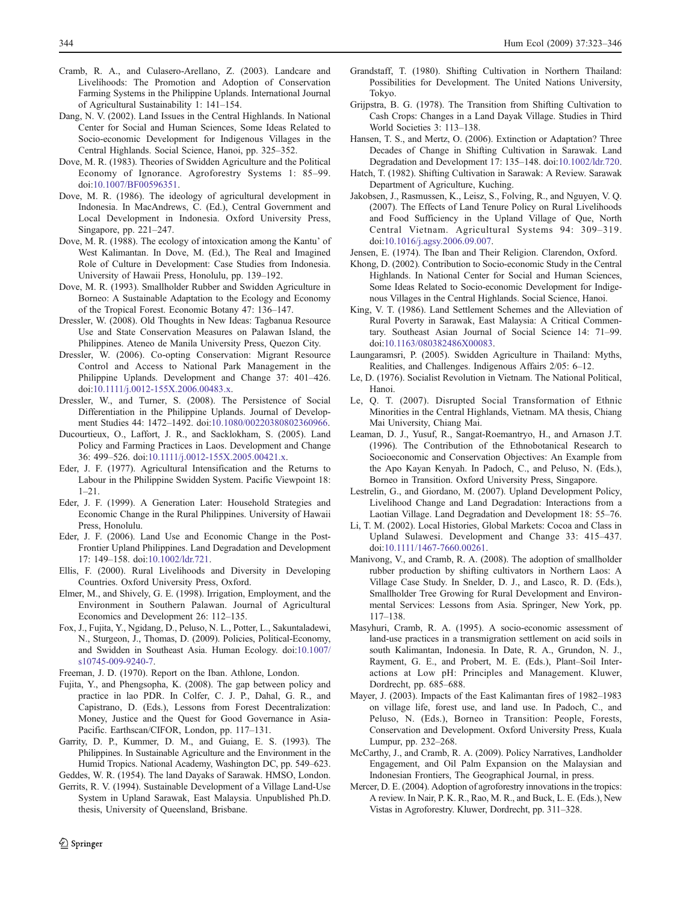Cramb, R. A., and Culasero-Arellano, Z. (2003). Landcare and Livelihoods: The Promotion and Adoption of Conservation Farming Systems in the Philippine Uplands. International Journal of Agricultural Sustainability 1: 141–154.

Dang, N. V. (2002). Land Issues in the Central Highlands. In National Center for Social and Human Sciences, Some Ideas Related to Socio-economic Development for Indigenous Villages in the Central Highlands. Social Science, Hanoi, pp. 325–352.

Dove, M. R. (1983). Theories of Swidden Agriculture and the Political Economy of Ignorance. Agroforestry Systems 1: 85–99. doi:10.1007/BF00596351.

Dove, M. R. (1986). The ideology of agricultural development in Indonesia. In MacAndrews, C. (Ed.), Central Government and Local Development in Indonesia. Oxford University Press, Singapore, pp. 221–247.

Dove, M. R. (1988). The ecology of intoxication among the Kantu' of West Kalimantan. In Dove, M. (Ed.), The Real and Imagined Role of Culture in Development: Case Studies from Indonesia. University of Hawaii Press, Honolulu, pp. 139–192.

Dove, M. R. (1993). Smallholder Rubber and Swidden Agriculture in Borneo: A Sustainable Adaptation to the Ecology and Economy of the Tropical Forest. Economic Botany 47: 136–147.

Dressler, W. (2008). Old Thoughts in New Ideas: Tagbanua Resource Use and State Conservation Measures on Palawan Island, the Philippines. Ateneo de Manila University Press, Quezon City.

Dressler, W. (2006). Co-opting Conservation: Migrant Resource Control and Access to National Park Management in the Philippine Uplands. Development and Change 37: 401–426. doi:10.1111/j.0012-155X.2006.00483.x.

Dressler, W., and Turner, S. (2008). The Persistence of Social Differentiation in the Philippine Uplands. Journal of Development Studies 44: 1472–1492. doi:10.1080/00220380802360966.

Ducourtieux, O., Laffort, J. R., and Sacklokham, S. (2005). Land Policy and Farming Practices in Laos. Development and Change 36: 499–526. doi:10.1111/j.0012-155X.2005.00421.x.

Eder, J. F. (1977). Agricultural Intensification and the Returns to Labour in the Philippine Swidden System. Pacific Viewpoint 18: 1–21.

Eder, J. F. (1999). A Generation Later: Household Strategies and Economic Change in the Rural Philippines. University of Hawaii Press, Honolulu.

Eder, J. F. (2006). Land Use and Economic Change in the Post-Frontier Upland Philippines. Land Degradation and Development 17: 149–158. doi:10.1002/ldr.721.

Ellis, F. (2000). Rural Livelihoods and Diversity in Developing Countries. Oxford University Press, Oxford.

Elmer, M., and Shively, G. E. (1998). Irrigation, Employment, and the Environment in Southern Palawan. Journal of Agricultural Economics and Development 26: 112–135.

Fox, J., Fujita, Y., Ngidang, D., Peluso, N. L., Potter, L., Sakuntaladewi, N., Sturgeon, J., Thomas, D. (2009). Policies, Political-Economy, and Swidden in Southeast Asia. Human Ecology. doi:10.1007/s10745-009-9240-7.

Freeman, J. D. (1970). Report on the Iban. Athlone, London.

Fujita, Y., and Phengsopha, K. (2008). The gap between policy and practice in lao PDR. In Colfer, C. J. P., Dahal, G. R., and Capistrano, D. (Eds.), Lessons from Forest Decentralization: Money, Justice and the Quest for Good Governance in Asia-Pacific. Earthscan/CIFOR, London, pp. 117–131.

Garrity, D. P., Kummer, D. M., and Guiang, E. S. (1993). The Philippines. In Sustainable Agriculture and the Environment in the Humid Tropics. National Academy, Washington DC, pp. 549–623.

Geddes, W. R. (1954). The land Dayaks of Sarawak. HMSO, London.

Gerrits, R. V. (1994). Sustainable Development of a Village Land-Use System in Upland Sarawak, East Malaysia. Unpublished Ph.D. thesis, University of Queensland, Brisbane.

Grandstaff, T. (1980). Shifting Cultivation in Northern Thailand: Possibilities for Development. The United Nations University, Tokyo.

Grijpstra, B. G. (1978). The Transition from Shifting Cultivation to Cash Crops: Changes in a Land Dayak Village. Studies in Third World Societies 3: 113–138.

Hansen, T. S., and Mertz, O. (2006). Extinction or Adaptation? Three Decades of Change in Shifting Cultivation in Sarawak. Land Degradation and Development 17: 135–148. doi:10.1002/ldr.720.

Hatch, T. (1982). Shifting Cultivation in Sarawak: A Review. Sarawak Department of Agriculture, Kuching.

Jakobsen, J., Rasmussen, K., Leisz, S., Folving, R., and Nguyen, V. Q. (2007). The Effects of Land Tenure Policy on Rural Livelihoods and Food Sufficiency in the Upland Village of Que, North Central Vietnam. Agricultural Systems 94: 309–319. doi:10.1016/j.agsy.2006.09.007.

Jensen, E. (1974). The Iban and Their Religion. Clarendon, Oxford.

Khong, D. (2002). Contribution to Socio-economic Study in the Central Highlands. In National Center for Social and Human Sciences, Some Ideas Related to Socio-economic Development for Indigenous Villages in the Central Highlands. Social Science, Hanoi.

King, V. T. (1986). Land Settlement Schemes and the Alleviation of Rural Poverty in Sarawak, East Malaysia: A Critical Commentary. Southeast Asian Journal of Social Science 14: 71–99. doi:10.1163/080382486X00083.

Laungaramsri, P. (2005). Swidden Agriculture in Thailand: Myths, Realities, and Challenges. Indigenous Affairs 2/05: 6–12.

Le, D. (1976). Socialist Revolution in Vietnam. The National Political, Hanoi.

Le, Q. T. (2007). Disrupted Social Transformation of Ethnic Minorities in the Central Highlands, Vietnam. MA thesis, Chiang Mai University, Chiang Mai.

Leaman, D. J., Yusuf, R., Sangat-Roemantryo, H., and Arnason J.T. (1996). The Contribution of the Ethnobotanical Research to Socioeconomic and Conservation Objectives: An Example from the Apo Kayan Kenyah. In Padoch, C., and Peluso, N. (Eds.), Borneo in Transition. Oxford University Press, Singapore.

Lestrelin, G., and Giordano, M. (2007). Upland Development Policy, Livelihood Change and Land Degradation: Interactions from a Laotian Village. Land Degradation and Development 18: 55–76.

Li, T. M. (2002). Local Histories, Global Markets: Cocoa and Class in Upland Sulawesi. Development and Change 33: 415–437. doi:10.1111/1467-7660.00261.

Manivong, V., and Cramb, R. A. (2008). The adoption of smallholder rubber production by shifting cultivators in Northern Laos: A Village Case Study. In Snelder, D. J., and Lasco, R. D. (Eds.), Smallholder Tree Growing for Rural Development and Environmental Services: Lessons from Asia. Springer, New York, pp. 117–138.

Masyhuri, Cramb, R. A. (1995). A socio-economic assessment of land-use practices in a transmigration settlement on acid soils in south Kalimantan, Indonesia. In Date, R. A., Grundon, N. J., Rayment, G. E., and Probert, M. E. (Eds.), Plant–Soil Interactions at Low pH: Principles and Management. Kluwer, Dordrecht, pp. 685–688.

Mayer, J. (2003). Impacts of the East Kalimantan fires of 1982–1983 on village life, forest use, and land use. In Padoch, C., and Peluso, N. (Eds.), Borneo in Transition: People, Forests, Conservation and Development. Oxford University Press, Kuala Lumpur, pp. 232–268.

McCarthy, J., and Cramb, R. A. (2009). Policy Narratives, Landholder Engagement, and Oil Palm Expansion on the Malaysian and Indonesian Frontiers, The Geographical Journal, in press.

Mercer, D. E. (2004). Adoption of agroforestry innovations in the tropics: A review. In Nair, P. K. R., Rao, M. R., and Buck, L. E. (Eds.), New Vistas in Agroforestry. Kluwer, Dordrecht, pp. 311–328.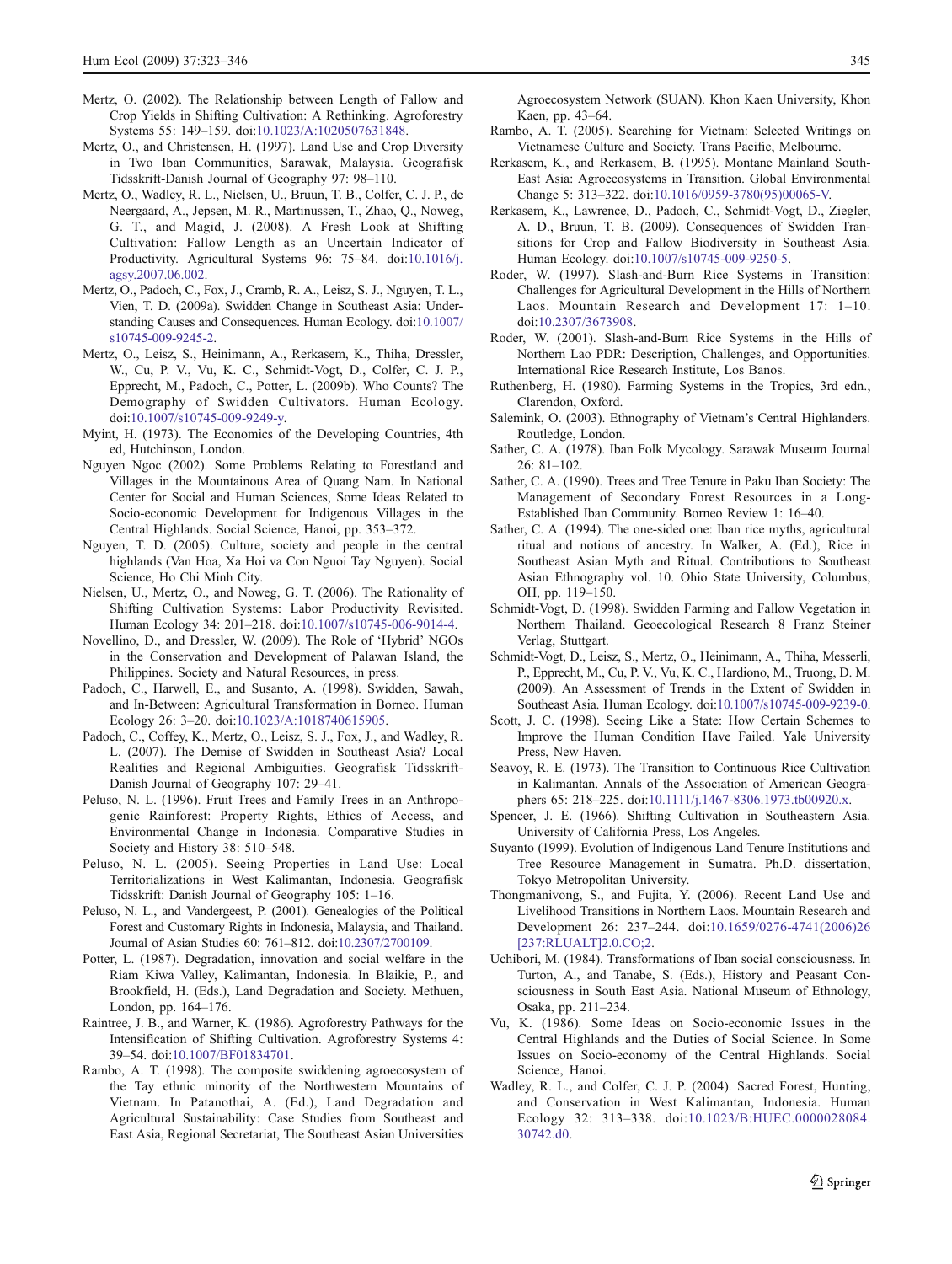Mertz, O. (2002). The Relationship between Length of Fallow and Crop Yields in Shifting Cultivation: A Rethinking. Agroforestry Systems 55: 149–159. doi:10.1023/A:1020507631848.

Mertz, O., and Christensen, H. (1997). Land Use and Crop Diversity in Two Iban Communities, Sarawak, Malaysia. Geografisk Tidsskrift-Danish Journal of Geography 97: 98–110.

Mertz, O., Wadley, R. L., Nielsen, U., Bruun, T. B., Colfer, C. J. P., de Neergaard, A., Jepsen, M. R., Martinussen, T., Zhao, Q., Noweg, G. T., and Magid, J. (2008). A Fresh Look at Shifting Cultivation: Fallow Length as an Uncertain Indicator of Productivity. Agricultural Systems 96: 75–84. doi:10.1016/j.agsy.2007.06.002.

Mertz, O., Padoch, C., Fox, J., Cramb, R. A., Leisz, S. J., Nguyen, T. L., Vien, T. D. (2009a). Swidden Change in Southeast Asia: Understanding Causes and Consequences. Human Ecology. doi:10.1007/s10745-009-9245-2.

Mertz, O., Leisz, S., Heinimann, A., Rerkasem, K., Thiha, Dressler, W., Cu, P. V., Vu, K. C., Schmidt-Vogt, D., Colfer, C. J. P., Epprecht, M., Padoch, C., Potter, L. (2009b). Who Counts? The Demography of Swidden Cultivators. Human Ecology. doi:10.1007/s10745-009-9249-y.

Myint, H. (1973). The Economics of the Developing Countries, 4th ed, Hutchinson, London.

Nguyen Ngoc (2002). Some Problems Relating to Forestland and Villages in the Mountainous Area of Quang Nam. In National Center for Social and Human Sciences, Some Ideas Related to Socio-economic Development for Indigenous Villages in the Central Highlands. Social Science, Hanoi, pp. 353–372.

Nguyen, T. D. (2005). Culture, society and people in the central highlands (Van Hoa, Xa Hoi va Con Nguoi Tay Nguyen). Social Science, Ho Chi Minh City.

Nielsen, U., Mertz, O., and Noweg, G. T. (2006). The Rationality of Shifting Cultivation Systems: Labor Productivity Revisited. Human Ecology 34: 201–218. doi:10.1007/s10745-006-9014-4.

Novellino, D., and Dressler, W. (2009). The Role of 'Hybrid' NGOs in the Conservation and Development of Palawan Island, the Philippines. Society and Natural Resources, in press.

Padoch, C., Harwell, E., and Susanto, A. (1998). Swidden, Sawah, and In-Between: Agricultural Transformation in Borneo. Human Ecology 26: 3–20. doi:10.1023/A:1018740615905.

Padoch, C., Coffey, K., Mertz, O., Leisz, S. J., Fox, J., and Wadley, R. L. (2007). The Demise of Swidden in Southeast Asia? Local Realities and Regional Ambiguities. Geografisk Tidsskrift-Danish Journal of Geography 107: 29–41.

Peluso, N. L. (1996). Fruit Trees and Family Trees in an Anthropogenic Rainforest: Property Rights, Ethics of Access, and Environmental Change in Indonesia. Comparative Studies in Society and History 38: 510–548.

Peluso, N. L. (2005). Seeing Properties in Land Use: Local Territorializations in West Kalimantan, Indonesia. Geografisk Tidsskrift: Danish Journal of Geography 105: 1–16.

Peluso, N. L., and Vandergeest, P. (2001). Genealogies of the Political Forest and Customary Rights in Indonesia, Malaysia, and Thailand. Journal of Asian Studies 60: 761–812. doi:10.2307/2700109.

Potter, L. (1987). Degradation, innovation and social welfare in the Riam Kiwa Valley, Kalimantan, Indonesia. In Blaikie, P., and Brookfield, H. (Eds.), Land Degradation and Society. Methuen, London, pp. 164–176.

Raintree, J. B., and Warner, K. (1986). Agroforestry Pathways for the Intensification of Shifting Cultivation. Agroforestry Systems 4: 39–54. doi:10.1007/BF01834701.

Rambo, A. T. (1998). The composite swiddening agroecosystem of the Tay ethnic minority of the Northwestern Mountains of Vietnam. In Patanothai, A. (Ed.), Land Degradation and Agricultural Sustainability: Case Studies from Southeast and East Asia, Regional Secretariat, The Southeast Asian Universities Agroecosystem Network (SUAN). Khon Kaen University, Khon Kaen, pp. 43–64.

Rambo, A. T. (2005). Searching for Vietnam: Selected Writings on Vietnamese Culture and Society. Trans Pacific, Melbourne.

Rerkasem, K., and Rerkasem, B. (1995). Montane Mainland South-East Asia: Agroecosystems in Transition. Global Environmental Change 5: 313–322. doi:10.1016/0959-3780(95)00065-V.

Rerkasem, K., Lawrence, D., Padoch, C., Schmidt-Vogt, D., Ziegler, A. D., Bruun, T. B. (2009). Consequences of Swidden Transitions for Crop and Fallow Biodiversity in Southeast Asia. Human Ecology. doi:10.1007/s10745-009-9250-5.

Roder, W. (1997). Slash-and-Burn Rice Systems in Transition: Challenges for Agricultural Development in the Hills of Northern Laos. Mountain Research and Development 17: 1–10. doi:10.2307/3673908.

Roder, W. (2001). Slash-and-Burn Rice Systems in the Hills of Northern Lao PDR: Description, Challenges, and Opportunities. International Rice Research Institute, Los Banos.

Ruthenberg, H. (1980). Farming Systems in the Tropics, 3rd edn., Clarendon, Oxford.

Salemink, O. (2003). Ethnography of Vietnam's Central Highlanders. Routledge, London.

Sather, C. A. (1978). Iban Folk Mycology. Sarawak Museum Journal 26: 81–102.

Sather, C. A. (1990). Trees and Tree Tenure in Paku Iban Society: The Management of Secondary Forest Resources in a Long-Established Iban Community. Borneo Review 1: 16–40.

Sather, C. A. (1994). The one-sided one: Iban rice myths, agricultural ritual and notions of ancestry. In Walker, A. (Ed.), Rice in Southeast Asian Myth and Ritual. Contributions to Southeast Asian Ethnography vol. 10. Ohio State University, Columbus, OH, pp. 119–150.

Schmidt-Vogt, D. (1998). Swidden Farming and Fallow Vegetation in Northern Thailand. Geoecological Research 8 Franz Steiner Verlag, Stuttgart.

Schmidt-Vogt, D., Leisz, S., Mertz, O., Heinimann, A., Thiha, Messerli, P., Epprecht, M., Cu, P. V., Vu, K. C., Hardiono, M., Truong, D. M. (2009). An Assessment of Trends in the Extent of Swidden in Southeast Asia. Human Ecology. doi:10.1007/s10745-009-9239-0.

Scott, J. C. (1998). Seeing Like a State: How Certain Schemes to Improve the Human Condition Have Failed. Yale University Press, New Haven.

Seavoy, R. E. (1973). The Transition to Continuous Rice Cultivation in Kalimantan. Annals of the Association of American Geographers 65: 218–225. doi:10.1111/j.1467-8306.1973.tb00920.x.

Spencer, J. E. (1966). Shifting Cultivation in Southeastern Asia. University of California Press, Los Angeles.

Suyanto (1999). Evolution of Indigenous Land Tenure Institutions and Tree Resource Management in Sumatra. Ph.D. dissertation, Tokyo Metropolitan University.

Thongmanivong, S., and Fujita, Y. (2006). Recent Land Use and Livelihood Transitions in Northern Laos. Mountain Research and Development 26: 237–244. doi:10.1659/0276-4741(2006)26[237:RLUALT]2.0.CO;2.

Uchibori, M. (1984). Transformations of Iban social consciousness. In Turton, A., and Tanabe, S. (Eds.), History and Peasant Consciousness in South East Asia. National Museum of Ethnology, Osaka, pp. 211–234.

Vu, K. (1986). Some Ideas on Socio-economic Issues in the Central Highlands and the Duties of Social Science. In Some Issues on Socio-economy of the Central Highlands. Social Science, Hanoi.

Wadley, R. L., and Colfer, C. J. P. (2004). Sacred Forest, Hunting, and Conservation in West Kalimantan, Indonesia. Human Ecology 32: 313–338. doi:10.1023/B:HUEC.0000028084.30742.d0.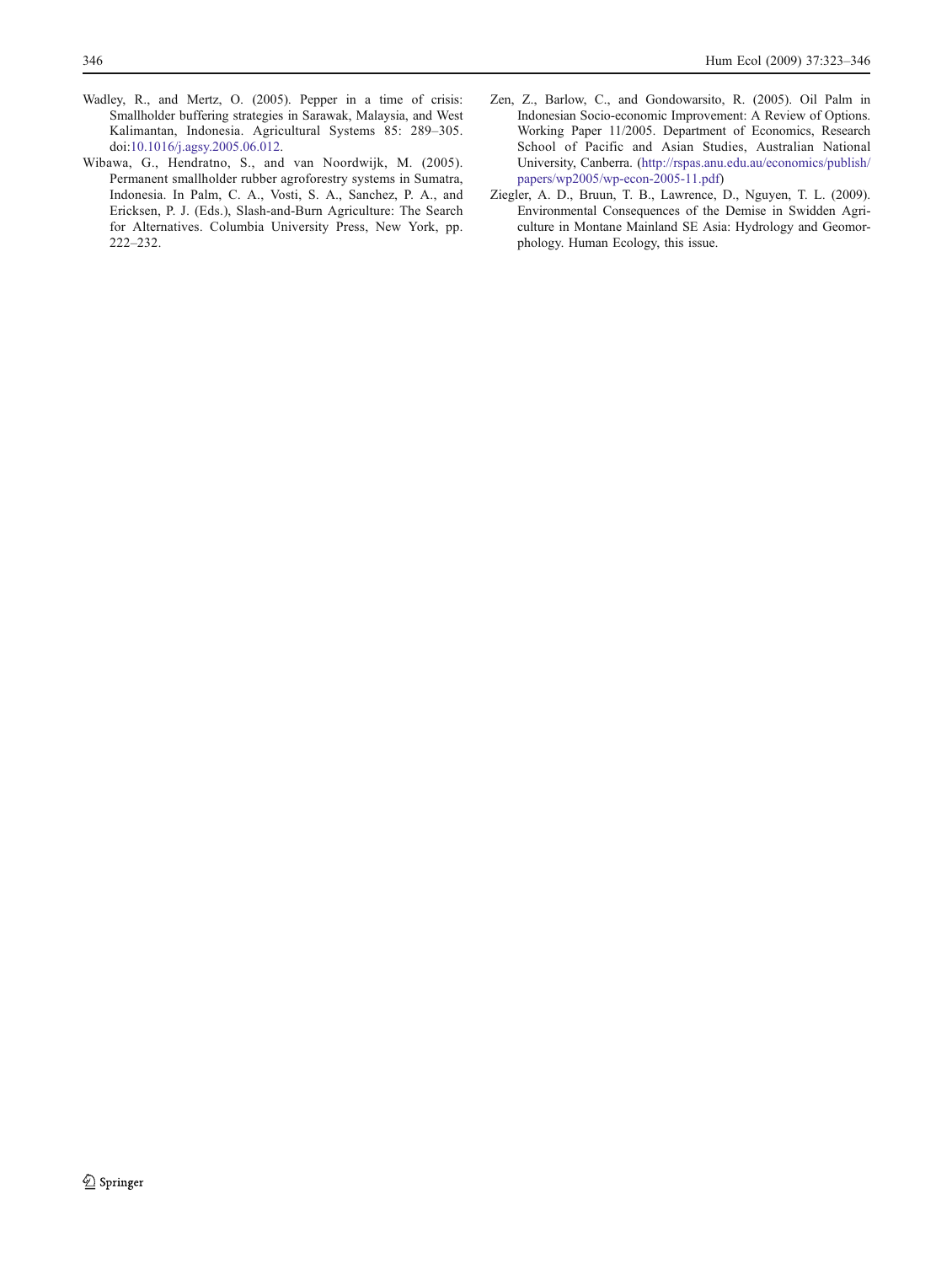Wadley, R., and Mertz, O. (2005). Pepper in a time of crisis: Smallholder buffering strategies in Sarawak, Malaysia, and West Kalimantan, Indonesia. Agricultural Systems 85: 289–305. doi:10.1016/j.agsy.2005.06.012.

Wibawa, G., Hendratno, S., and van Noordwijk, M. (2005). Permanent smallholder rubber agroforestry systems in Sumatra, Indonesia. In Palm, C. A., Vosti, S. A., Sanchez, P. A., and Ericksen, P. J. (Eds.), Slash-and-Burn Agriculture: The Search for Alternatives. Columbia University Press, New York, pp. 222–232.

Zen, Z., Barlow, C., and Gondowarsito, R. (2005). Oil Palm in Indonesian Socio-economic Improvement: A Review of Options. Working Paper 11/2005. Department of Economics, Research School of Pacific and Asian Studies, Australian National University, Canberra. (http://rspas.anu.edu.au/economics/publish/papers/wp2005/wp-econ-2005-11.pdf)

Ziegler, A. D., Bruun, T. B., Lawrence, D., Nguyen, T. L. (2009). Environmental Consequences of the Demise in Swidden Agriculture in Montane Mainland SE Asia: Hydrology and Geomorphology. Human Ecology, this issue.